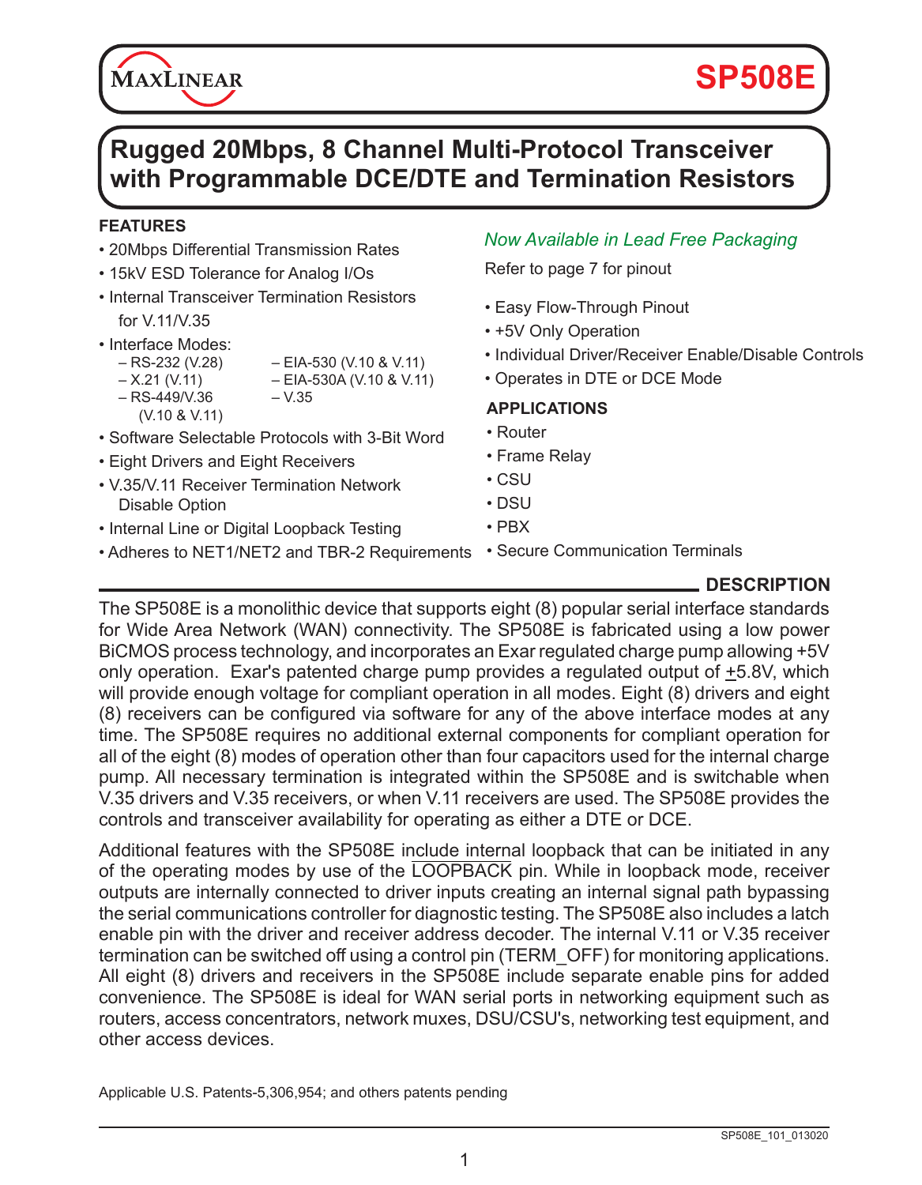# SP508E

## Rugged 20Mbps, 8 Channel Multi-Protocol Transceiver with Programmable DCE/DTE and Termination Resistors

### FEATURES

- 20Mbps Differential Transmission Rates
- 15kV ESD Tolerance for Analog I/Os
- Internal Transceiver Termination Resistors for V.11/V.35
- Interface Modes:
  - RS-232 (V.28)
  - X.21 (V.11)
  - RS-449/V.36 (V.10 & V.11)
  - EIA-530 (V.10 & V.11)
  - EIA-530A (V.10 & V.11)
  - V.35
- Software Selectable Protocols with 3-Bit Word
- Eight Drivers and Eight Receivers
- V.35/V.11 Receiver Termination Network Disable Option
- Internal Line or Digital Loopback Testing
- Adheres to NET1/NET2 and TBR-2 Requirements

*Now Available in Lead Free Packaging*

Refer to page 7 for pinout

- Easy Flow-Through Pinout
- +5V Only Operation
- Individual Driver/Receiver Enable/Disable Controls
- Operates in DTE or DCE Mode

### APPLICATIONS

- Router
- Frame Relay
- CSU
- DSU
- PBX
- Secure Communication Terminals

### DESCRIPTION

The SP508E is a monolithic device that supports eight (8) popular serial interface standards for Wide Area Network (WAN) connectivity. The SP508E is fabricated using a low power BiCMOS process technology, and incorporates an Exar regulated charge pump allowing +5V only operation. Exar's patented charge pump provides a regulated output of ±5.8V, which will provide enough voltage for compliant operation in all modes. Eight (8) drivers and eight (8) receivers can be configured via software for any of the above interface modes at any time. The SP508E requires no additional external components for compliant operation for all of the eight (8) modes of operation other than four capacitors used for the internal charge pump. All necessary termination is integrated within the SP508E and is switchable when V.35 drivers and V.35 receivers, or when V.11 receivers are used. The SP508E provides the controls and transceiver availability for operating as either a DTE or DCE.

Additional features with the SP508E include internal loopback that can be initiated in any of the operating modes by use of the LOOPBACK pin. While in loopback mode, receiver outputs are internally connected to driver inputs creating an internal signal path bypassing the serial communications controller for diagnostic testing. The SP508E also includes a latch enable pin with the driver and receiver address decoder. The internal V.11 or V.35 receiver termination can be switched off using a control pin (TERM_OFF) for monitoring applications. All eight (8) drivers and receivers in the SP508E include separate enable pins for added convenience. The SP508E is ideal for WAN serial ports in networking equipment such as routers, access concentrators, network muxes, DSU/CSU's, networking test equipment, and other access devices.

Applicable U.S. Patents-5,306,954; and others patents pending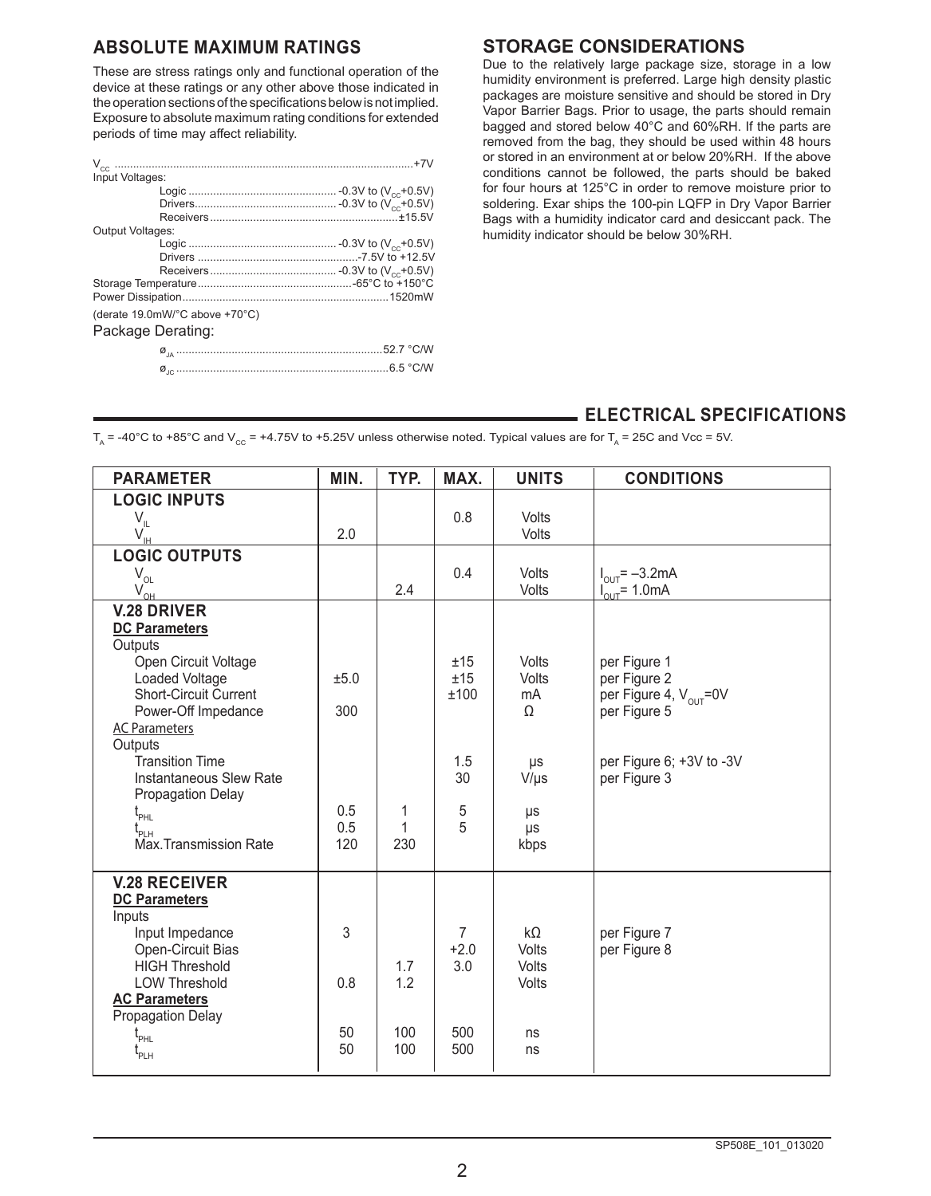## ABSOLUTE MAXIMUM RATINGS

These are stress ratings only and functional operation of the device at these ratings or any other above those indicated in the operation sections of the specifications below is not implied. Exposure to absolute maximum rating conditions for extended periods of time may affect reliability.

$V_{CC}$ ................................................................+7V

Input Voltages:
- Logic ................................ -0.3V to ($V_{CC}$+0.5V)
- Drivers................................ -0.3V to ($V_{CC}$+0.5V)
- Receivers ................................±15.5V

Output Voltages:
- Logic ................................ -0.3V to ($V_{CC}$+0.5V)
- Drivers ................................-7.5V to +12.5V
- Receivers ................................ -0.3V to ($V_{CC}$+0.5V)

Storage Temperature................................-65°C to +150°C

Power Dissipation................................1520mW

(derate 19.0mW/°C above +70°C)

Package Derating:
- $ø_{JA}$ ................................52.7 °C/W
- $ø_{JC}$ ................................6.5 °C/W

## STORAGE CONSIDERATIONS

Due to the relatively large package size, storage in a low humidity environment is preferred. Large high density plastic packages are moisture sensitive and should be stored in Dry Vapor Barrier Bags. Prior to usage, the parts should remain bagged and stored below 40°C and 60%RH. If the parts are removed from the bag, they should be used within 48 hours or stored in an environment at or below 20%RH. If the above conditions cannot be followed, the parts should be baked for four hours at 125°C in order to remove moisture prior to soldering. Exar ships the 100-pin LQFP in Dry Vapor Barrier Bags with a humidity indicator card and desiccant pack. The humidity indicator should be below 30%RH.

## ELECTRICAL SPECIFICATIONS

$T_A$ = -40°C to +85°C and $V_{CC}$ = +4.75V to +5.25V unless otherwise noted. Typical values are for $T_A$ = 25C and Vcc = 5V.

| PARAMETER | MIN. | TYP. | MAX. | UNITS | CONDITIONS |
|---|---|---|---|---|---|
| **LOGIC INPUTS** | | | | | |
| $V_{IL}$ | | | 0.8 | Volts | |
| $V_{IH}$ | 2.0 | | | Volts | |
| **LOGIC OUTPUTS** | | | | | |
| $V_{OL}$ | | | 0.4 | Volts | $I_{OUT}$= –3.2mA |
| $V_{OH}$ | | 2.4 | | Volts | $I_{OUT}$= 1.0mA |
| **V.28 DRIVER** | | | | | |
| **DC Parameters** | | | | | |
| Outputs | | | | | |
| Open Circuit Voltage | | | ±15 | Volts | per Figure 1 |
| Loaded Voltage | ±5.0 | | ±15 | Volts | per Figure 2 |
| Short-Circuit Current | | | ±100 | mA | per Figure 4, $V_{OUT}$=0V |
| Power-Off Impedance | 300 | | | Ω | per Figure 5 |
| AC Parameters | | | | | |
| Outputs | | | | | |
| Transition Time | | | 1.5 | µs | per Figure 6; +3V to -3V |
| Instantaneous Slew Rate | | | 30 | V/µs | per Figure 3 |
| Propagation Delay | | | | | |
| $t_{PHL}$ | 0.5 | 1 | 5 | µs | |
| $t_{PLH}$ | 0.5 | 1 | 5 | µs | |
| Max.Transmission Rate | 120 | 230 | | kbps | |
| **V.28 RECEIVER** | | | | | |
| **DC Parameters** | | | | | |
| Inputs | | | | | |
| Input Impedance | 3 | | 7 | kΩ | per Figure 7 |
| Open-Circuit Bias | | | +2.0 | Volts | per Figure 8 |
| HIGH Threshold | | 1.7 | 3.0 | Volts | |
| LOW Threshold | 0.8 | 1.2 | | Volts | |
| **AC Parameters** | | | | | |
| Propagation Delay | | | | | |
| $t_{PHL}$ | 50 | 100 | 500 | ns | |
| $t_{PLH}$ | 50 | 100 | 500 | ns | |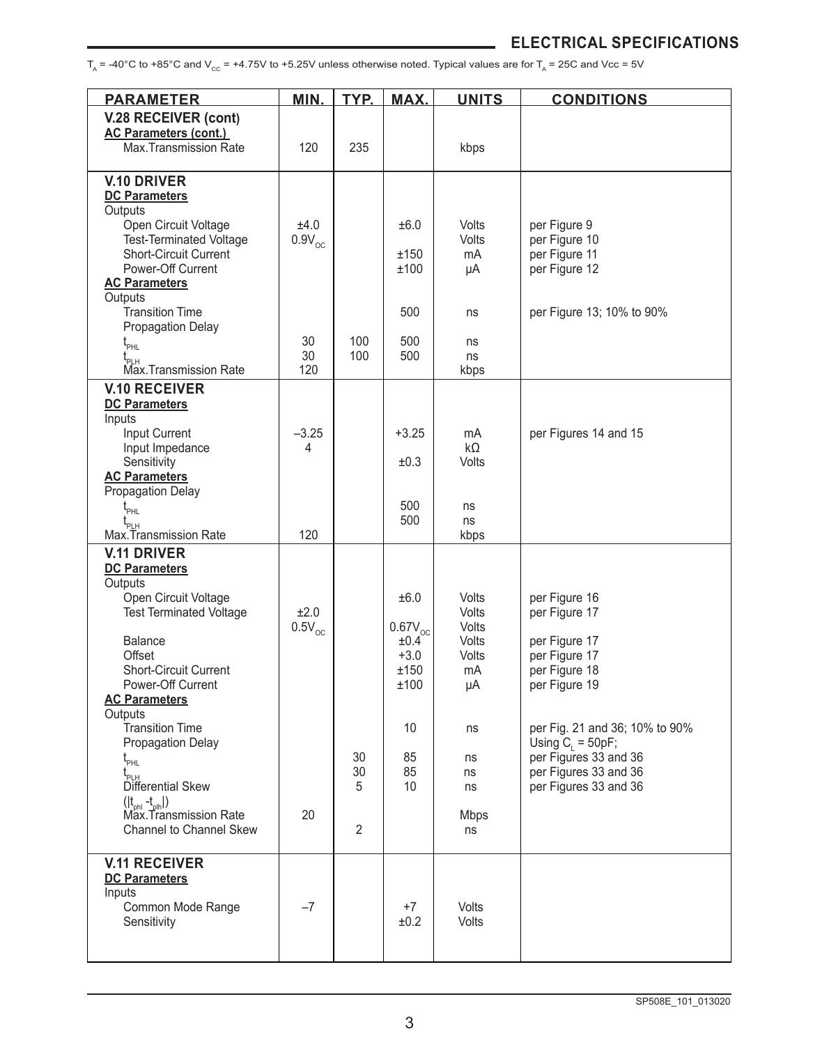## ELECTRICAL SPECIFICATIONS

$T_A$ = -40°C to +85°C and $V_{CC}$ = +4.75V to +5.25V unless otherwise noted. Typical values are for $T_A$ = 25C and Vcc = 5V

| PARAMETER | MIN. | TYP. | MAX. | UNITS | CONDITIONS |
|---|---|---|---|---|---|
| **V.28 RECEIVER (cont)** | | | | | |
| **AC Parameters (cont.)** | | | | | |
| Max.Transmission Rate | 120 | 235 | | kbps | |
| **V.10 DRIVER** | | | | | |
| **DC Parameters** | | | | | |
| Outputs | | | | | |
| Open Circuit Voltage | ±4.0 | | ±6.0 | Volts | per Figure 9 |
| Test-Terminated Voltage | $0.9V_{OC}$ | | | Volts | per Figure 10 |
| Short-Circuit Current | | | ±150 | mA | per Figure 11 |
| Power-Off Current | | | ±100 | µA | per Figure 12 |
| **AC Parameters** | | | | | |
| Outputs | | | | | |
| Transition Time | | | 500 | ns | per Figure 13; 10% to 90% |
| Propagation Delay | | | | | |
| $t_{PHL}$ | 30 | 100 | 500 | ns | |
| $t_{PLH}$ | 30 | 100 | 500 | ns | |
| Max.Transmission Rate | 120 | | | kbps | |
| **V.10 RECEIVER** | | | | | |
| **DC Parameters** | | | | | |
| Inputs | | | | | |
| Input Current | –3.25 | | +3.25 | mA | per Figures 14 and 15 |
| Input Impedance | 4 | | | kΩ | |
| Sensitivity | | | ±0.3 | Volts | |
| **AC Parameters** | | | | | |
| Propagation Delay | | | | | |
| $t_{PHL}$ | | | 500 | ns | |
| $t_{PLH}$ | | | 500 | ns | |
| Max.Transmission Rate | 120 | | | kbps | |
| **V.11 DRIVER** | | | | | |
| **DC Parameters** | | | | | |
| Outputs | | | | | |
| Open Circuit Voltage | | | ±6.0 | Volts | per Figure 16 |
| Test Terminated Voltage | ±2.0 | | | Volts | per Figure 17 |
| | $0.5V_{OC}$ | | $0.67V_{OC}$ | Volts | |
| Balance | | | ±0.4 | Volts | per Figure 17 |
| Offset | | | +3.0 | Volts | per Figure 17 |
| Short-Circuit Current | | | ±150 | mA | per Figure 18 |
| Power-Off Current | | | ±100 | µA | per Figure 19 |
| **AC Parameters** | | | | | |
| Outputs | | | | | |
| Transition Time | | | 10 | ns | per Fig. 21 and 36; 10% to 90% |
| Propagation Delay | | | | | Using $C_L$ = 50pF; |
| $t_{PHL}$ | | 30 | 85 | ns | per Figures 33 and 36 |
| $t_{PLH}$ | | 30 | 85 | ns | per Figures 33 and 36 |
| Differential Skew | | 5 | 10 | ns | per Figures 33 and 36 |
| $(\lvert t_{phl} - t_{plh} \rvert)$ | | | | | |
| Max.Transmission Rate | 20 | | | Mbps | |
| Channel to Channel Skew | | 2 | | ns | |
| **V.11 RECEIVER** | | | | | |
| **DC Parameters** | | | | | |
| Inputs | | | | | |
| Common Mode Range | –7 | | +7 | Volts | |
| Sensitivity | | | ±0.2 | Volts | |

SP508E_101_013020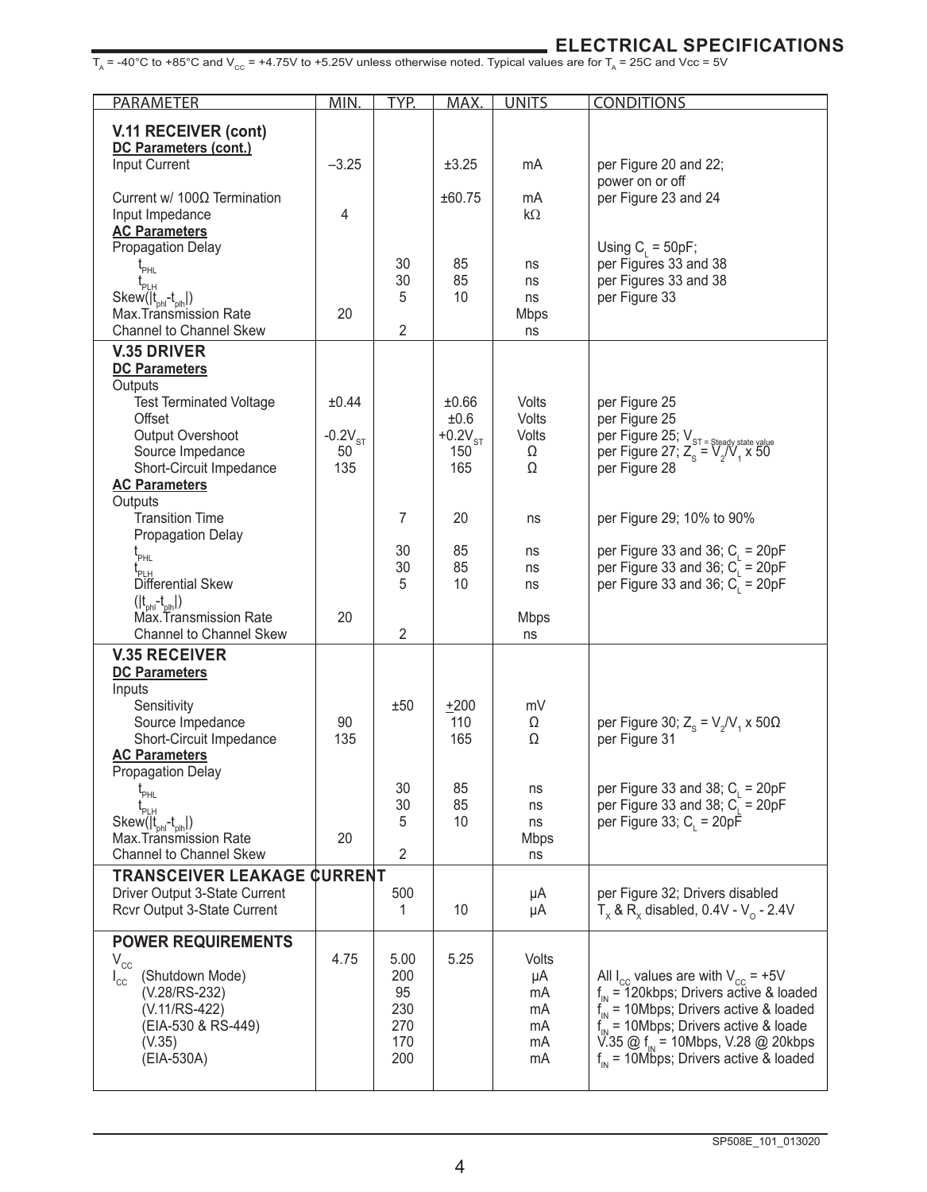## ELECTRICAL SPECIFICATIONS

$T_A$ = -40°C to +85°C and $V_{CC}$ = +4.75V to +5.25V unless otherwise noted. Typical values are for $T_A$ = 25C and Vcc = 5V

| PARAMETER | MIN. | TYP. | MAX. | UNITS | CONDITIONS |
|---|---|---|---|---|---|
| **V.11 RECEIVER (cont)** | | | | | |
| **DC Parameters (cont.)** | | | | | |
| Input Current | –3.25 | | ±3.25 | mA | per Figure 20 and 22; power on or off |
| Current w/ 100Ω Termination | | | ±60.75 | mA | per Figure 23 and 24 |
| Input Impedance | 4 | | | kΩ | |
| **AC Parameters** | | | | | |
| Propagation Delay | | | | | Using $C_L$ = 50pF; |
| $t_{PHL}$ | | 30 | 85 | ns | per Figures 33 and 38 |
| $t_{PLH}$ | | 30 | 85 | ns | per Figures 33 and 38 |
| Skew($\|t_{phl}-t_{plh}\|$) | | 5 | 10 | ns | per Figure 33 |
| Max.Transmission Rate | 20 | | | Mbps | |
| Channel to Channel Skew | | 2 | | ns | |
| **V.35 DRIVER** | | | | | |
| **DC Parameters** | | | | | |
| Outputs | | | | | |
| Test Terminated Voltage | ±0.44 | | ±0.66 | Volts | per Figure 25 |
| Offset | | | ±0.6 | Volts | per Figure 25 |
| Output Overshoot | $-0.2V_{ST}$ | | $+0.2V_{ST}$ | Volts | per Figure 25; $V_{ST}$ = Steady state value |
| Source Impedance | 50 | | 150 | Ω | per Figure 27; $Z_S = V_2/V_1 \times 50$ |
| Short-Circuit Impedance | 135 | | 165 | Ω | per Figure 28 |
| **AC Parameters** | | | | | |
| Outputs | | | | | |
| Transition Time | | 7 | 20 | ns | per Figure 29; 10% to 90% |
| Propagation Delay | | | | | |
| $t_{PHL}$ | | 30 | 85 | ns | per Figure 33 and 36; $C_L$ = 20pF |
| $t_{PLH}$ | | 30 | 85 | ns | per Figure 33 and 36; $C_L$ = 20pF |
| Differential Skew ($\|t_{phl}-t_{plh}\|$) | | 5 | 10 | ns | per Figure 33 and 36; $C_L$ = 20pF |
| Max.Transmission Rate | 20 | | | Mbps | |
| Channel to Channel Skew | | 2 | | ns | |
| **V.35 RECEIVER** | | | | | |
| **DC Parameters** | | | | | |
| Inputs | | | | | |
| Sensitivity | | ±50 | ±200 | mV | |
| Source Impedance | 90 | | 110 | Ω | per Figure 30; $Z_S = V_2/V_1 \times 50Ω$ |
| Short-Circuit Impedance | 135 | | 165 | Ω | per Figure 31 |
| **AC Parameters** | | | | | |
| Propagation Delay | | | | | |
| $t_{PHL}$ | | 30 | 85 | ns | per Figure 33 and 38; $C_L$ = 20pF |
| $t_{PLH}$ | | 30 | 85 | ns | per Figure 33 and 38; $C_L$ = 20pF |
| Skew($\|t_{phl}-t_{plh}\|$) | | 5 | 10 | ns | per Figure 33; $C_L$ = 20pF |
| Max.Transmission Rate | 20 | | | Mbps | |
| Channel to Channel Skew | | 2 | | ns | |
| **TRANSCEIVER LEAKAGE CURRENT** | | | | | |
| Driver Output 3-State Current | | 500 | | µA | per Figure 32; Drivers disabled |
| Rcvr Output 3-State Current | | 1 | 10 | µA | $T_X$ & $R_X$ disabled, 0.4V - $V_O$ - 2.4V |
| **POWER REQUIREMENTS** | | | | | |
| $V_{CC}$ | 4.75 | 5.00 | 5.25 | Volts | |
| $I_{CC}$ (Shutdown Mode) | | 200 | | µA | All $I_{CC}$ values are with $V_{CC}$ = +5V |
| (V.28/RS-232) | | 95 | | mA | $f_{IN}$ = 120kbps; Drivers active & loaded |
| (V.11/RS-422) | | 230 | | mA | $f_{IN}$ = 10Mbps; Drivers active & loaded |
| (EIA-530 & RS-449) | | 270 | | mA | $f_{IN}$ = 10Mbps; Drivers active & loade |
| (V.35) | | 170 | | mA | V.35 @ $f_{IN}$ = 10Mbps, V.28 @ 20kbps |
| (EIA-530A) | | 200 | | mA | $f_{IN}$ = 10Mbps; Drivers active & loaded |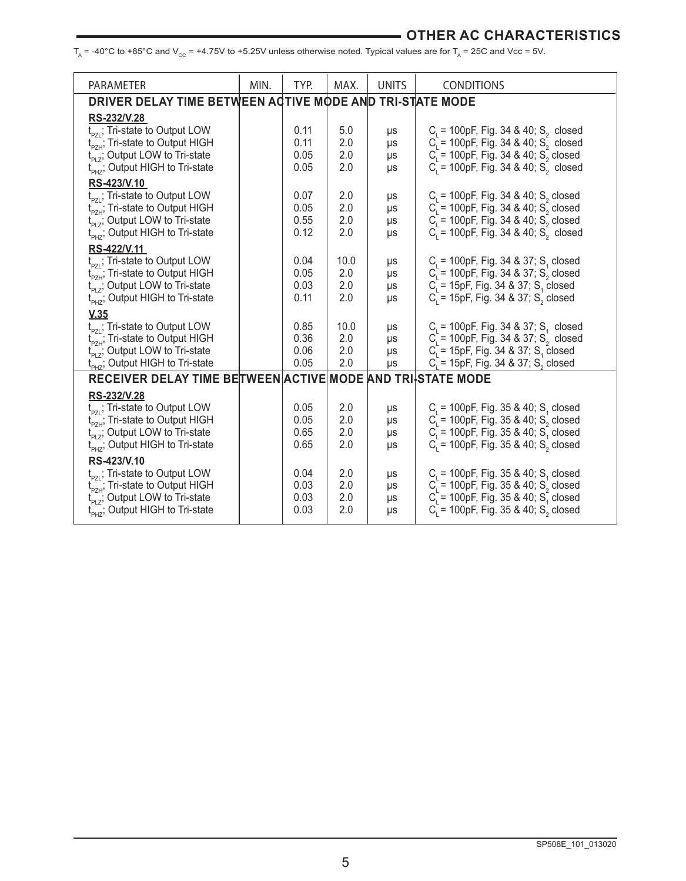## OTHER AC CHARACTERISTICS

$T_A$ = -40°C to +85°C and $V_{CC}$ = +4.75V to +5.25V unless otherwise noted. Typical values are for $T_A$ = 25C and Vcc = 5V.

| PARAMETER | MIN. | TYP. | MAX. | UNITS | CONDITIONS |
|---|---|---|---|---|---|
| **DRIVER DELAY TIME BETWEEN ACTIVE MODE AND TRI-STATE MODE** | | | | | |
| **RS-232/V.28** | | | | | |
| $t_{PZL}$; Tri-state to Output LOW | | 0.11 | 5.0 | µs | $C_L$ = 100pF, Fig. 34 & 40; $S_2$ closed |
| $t_{PZH}$; Tri-state to Output HIGH | | 0.11 | 2.0 | µs | $C_L$ = 100pF, Fig. 34 & 40; $S_2$ closed |
| $t_{PLZ}$; Output LOW to Tri-state | | 0.05 | 2.0 | µs | $C_L$ = 100pF, Fig. 34 & 40; $S_2$ closed |
| $t_{PHZ}$; Output HIGH to Tri-state | | 0.05 | 2.0 | µs | $C_L$ = 100pF, Fig. 34 & 40; $S_2$ closed |
| **RS-423/V.10** | | | | | |
| $t_{PZL}$; Tri-state to Output LOW | | 0.07 | 2.0 | µs | $C_L$ = 100pF, Fig. 34 & 40; $S_2$ closed |
| $t_{PZH}$; Tri-state to Output HIGH | | 0.05 | 2.0 | µs | $C_L$ = 100pF, Fig. 34 & 40; $S_2$ closed |
| $t_{PLZ}$; Output LOW to Tri-state | | 0.55 | 2.0 | µs | $C_L$ = 100pF, Fig. 34 & 40; $S_2$ closed |
| $t_{PHZ}$; Output HIGH to Tri-state | | 0.12 | 2.0 | µs | $C_L$ = 100pF, Fig. 34 & 40; $S_2$ closed |
| **RS-422/V.11** | | | | | |
| $t_{PZL}$; Tri-state to Output LOW | | 0.04 | 10.0 | µs | $C_L$ = 100pF, Fig. 34 & 37; $S_1$ closed |
| $t_{PZH}$; Tri-state to Output HIGH | | 0.05 | 2.0 | µs | $C_L$ = 100pF, Fig. 34 & 37; $S_2$ closed |
| $t_{PLZ}$; Output LOW to Tri-state | | 0.03 | 2.0 | µs | $C_L$ = 15pF, Fig. 34 & 37; $S_1$ closed |
| $t_{PHZ}$; Output HIGH to Tri-state | | 0.11 | 2.0 | µs | $C_L$ = 15pF, Fig. 34 & 37; $S_2$ closed |
| **V.35** | | | | | |
| $t_{PZL}$; Tri-state to Output LOW | | 0.85 | 10.0 | µs | $C_L$ = 100pF, Fig. 34 & 37; $S_1$ closed |
| $t_{PZH}$; Tri-state to Output HIGH | | 0.36 | 2.0 | µs | $C_L$ = 100pF, Fig. 34 & 37; $S_2$ closed |
| $t_{PLZ}$; Output LOW to Tri-state | | 0.06 | 2.0 | µs | $C_L$ = 15pF, Fig. 34 & 37; $S_1$ closed |
| $t_{PHZ}$; Output HIGH to Tri-state | | 0.05 | 2.0 | µs | $C_L$ = 15pF, Fig. 34 & 37; $S_2$ closed |
| **RECEIVER DELAY TIME BETWEEN ACTIVE MODE AND TRI-STATE MODE** | | | | | |
| **RS-232/V.28** | | | | | |
| $t_{PZL}$; Tri-state to Output LOW | | 0.05 | 2.0 | µs | $C_L$ = 100pF, Fig. 35 & 40; $S_1$ closed |
| $t_{PZH}$; Tri-state to Output HIGH | | 0.05 | 2.0 | µs | $C_L$ = 100pF, Fig. 35 & 40; $S_2$ closed |
| $t_{PLZ}$; Output LOW to Tri-state | | 0.65 | 2.0 | µs | $C_L$ = 100pF, Fig. 35 & 40; $S_1$ closed |
| $t_{PHZ}$; Output HIGH to Tri-state | | 0.65 | 2.0 | µs | $C_L$ = 100pF, Fig. 35 & 40; $S_2$ closed |
| **RS-423/V.10** | | | | | |
| $t_{PZL}$; Tri-state to Output LOW | | 0.04 | 2.0 | µs | $C_L$ = 100pF, Fig. 35 & 40; $S_1$ closed |
| $t_{PZH}$; Tri-state to Output HIGH | | 0.03 | 2.0 | µs | $C_L$ = 100pF, Fig. 35 & 40; $S_2$ closed |
| $t_{PLZ}$; Output LOW to Tri-state | | 0.03 | 2.0 | µs | $C_L$ = 100pF, Fig. 35 & 40; $S_1$ closed |
| $t_{PHZ}$; Output HIGH to Tri-state | | 0.03 | 2.0 | µs | $C_L$ = 100pF, Fig. 35 & 40; $S_2$ closed |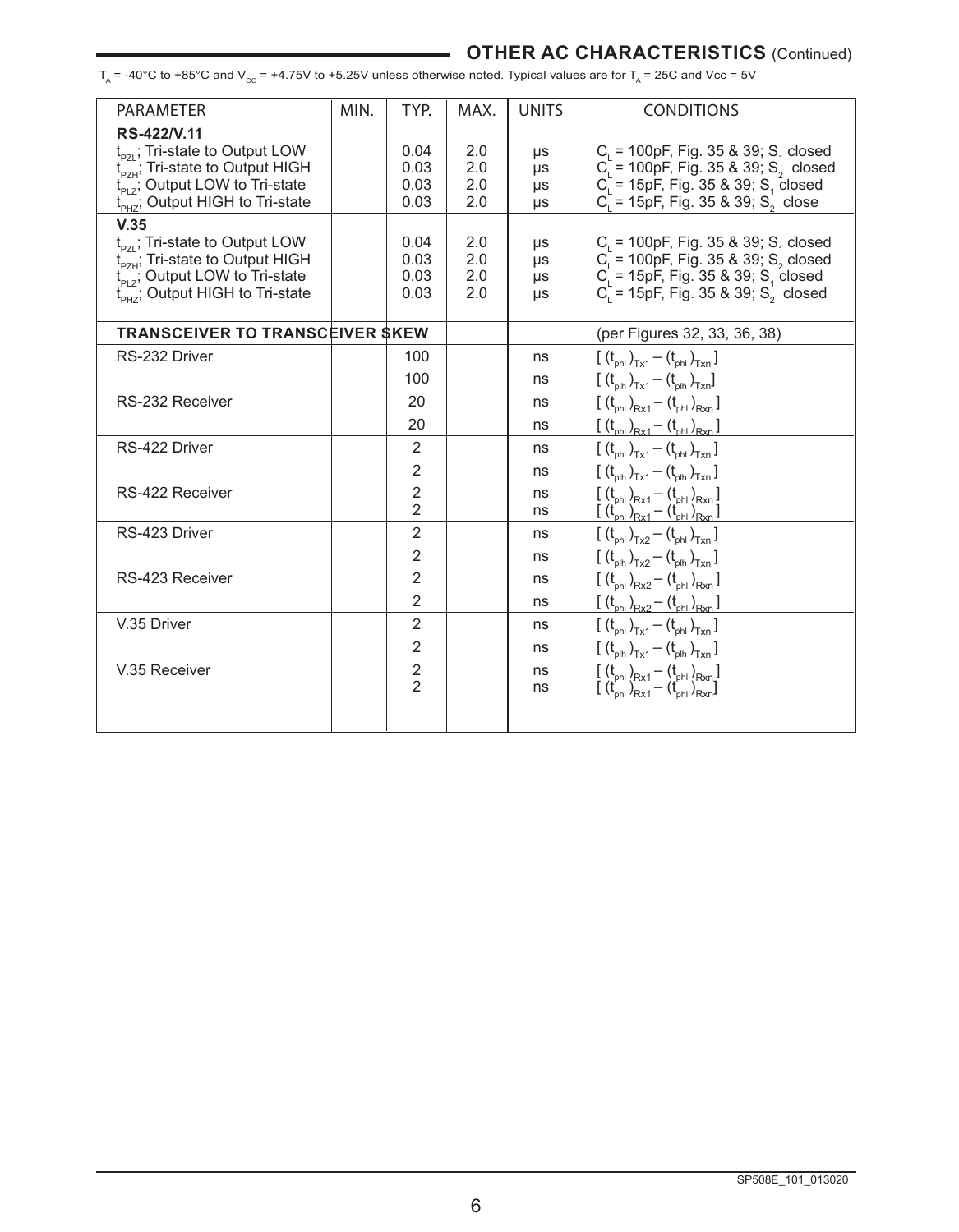## OTHER AC CHARACTERISTICS (Continued)

$T_A$ = -40°C to +85°C and $V_{CC}$ = +4.75V to +5.25V unless otherwise noted. Typical values are for $T_A$ = 25C and Vcc = 5V

| PARAMETER | MIN. | TYP. | MAX. | UNITS | CONDITIONS |
|---|---|---|---|---|---|
| **RS-422/V.11** | | | | | |
| $t_{PZL}$; Tri-state to Output LOW | | 0.04 | 2.0 | µs | $C_L$ = 100pF, Fig. 35 & 39; $S_1$ closed |
| $t_{PZH}$; Tri-state to Output HIGH | | 0.03 | 2.0 | µs | $C_L$ = 100pF, Fig. 35 & 39; $S_2$ closed |
| $t_{PLZ}$; Output LOW to Tri-state | | 0.03 | 2.0 | µs | $C_L$ = 15pF, Fig. 35 & 39; $S_1$ closed |
| $t_{PHZ}$; Output HIGH to Tri-state | | 0.03 | 2.0 | µs | $C_L$ = 15pF, Fig. 35 & 39; $S_2$ close |
| **V.35** | | | | | |
| $t_{PZL}$; Tri-state to Output LOW | | 0.04 | 2.0 | µs | $C_L$ = 100pF, Fig. 35 & 39; $S_1$ closed |
| $t_{PZH}$; Tri-state to Output HIGH | | 0.03 | 2.0 | µs | $C_L$ = 100pF, Fig. 35 & 39; $S_2$ closed |
| $t_{PLZ}$; Output LOW to Tri-state | | 0.03 | 2.0 | µs | $C_L$ = 15pF, Fig. 35 & 39; $S_1$ closed |
| $t_{PHZ}$; Output HIGH to Tri-state | | 0.03 | 2.0 | µs | $C_L$ = 15pF, Fig. 35 & 39; $S_2$ closed |
| **TRANSCEIVER TO TRANSCEIVER SKEW** | | | | | (per Figures 32, 33, 36, 38) |
| RS-232 Driver | | 100 | | ns | $[(t_{phl})_{Tx1} - (t_{phl})_{Txn}]$ |
| | | 100 | | ns | $[(t_{plh})_{Tx1} - (t_{plh})_{Txn}]$ |
| RS-232 Receiver | | 20 | | ns | $[(t_{phl})_{Rx1} - (t_{phl})_{Rxn}]$ |
| | | 20 | | ns | $[(t_{phl})_{Rx1} - (t_{phl})_{Rxn}]$ |
| RS-422 Driver | | 2 | | ns | $[(t_{phl})_{Tx1} - (t_{phl})_{Txn}]$ |
| | | 2 | | ns | $[(t_{plh})_{Tx1} - (t_{plh})_{Txn}]$ |
| RS-422 Receiver | | 2 | | ns | $[(t_{phl})_{Rx1} - (t_{phl})_{Rxn}]$ |
| | | 2 | | ns | $[(t_{phl})_{Rx1} - (t_{phl})_{Rxn}]$ |
| RS-423 Driver | | 2 | | ns | $[(t_{phl})_{Tx2} - (t_{phl})_{Txn}]$ |
| | | 2 | | ns | $[(t_{plh})_{Tx2} - (t_{plh})_{Txn}]$ |
| RS-423 Receiver | | 2 | | ns | $[(t_{phl})_{Rx2} - (t_{phl})_{Rxn}]$ |
| | | 2 | | ns | $[(t_{phl})_{Rx2} - (t_{phl})_{Rxn}]$ |
| V.35 Driver | | 2 | | ns | $[(t_{phl})_{Tx1} - (t_{phl})_{Txn}]$ |
| | | 2 | | ns | $[(t_{plh})_{Tx1} - (t_{plh})_{Txn}]$ |
| V.35 Receiver | | 2 | | ns | $[(t_{phl})_{Rx1} - (t_{phl})_{Rxn}]$ |
| | | 2 | | ns | $[(t_{phl})_{Rx1} - (t_{phl})_{Rxn}]$ |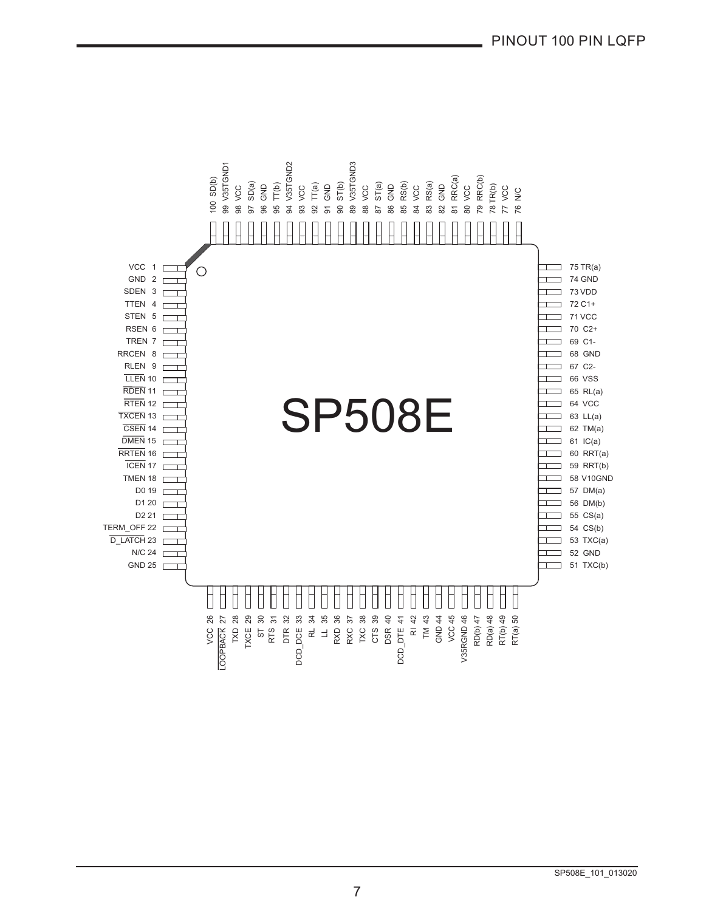# PINOUT 100 PIN LQFP

**SP508E**

| Pin | Name | Pin | Name | Pin | Name | Pin | Name |
|---|---|---|---|---|---|---|---|
| 1 | VCC | 26 | VCC | 51 | TXC(b) | 76 | N/C |
| 2 | GND | 27 | LOOPBACK (active low) | 52 | GND | 77 | VCC |
| 3 | SDEN | 28 | TXD | 53 | TXC(a) | 78 | TR(b) |
| 4 | TTEN | 29 | TXCE | 54 | CS(b) | 79 | RRC(b) |
| 5 | STEN | 30 | ST | 55 | CS(a) | 80 | VCC |
| 6 | RSEN | 31 | RTS | 56 | DM(b) | 81 | RRC(a) |
| 7 | TREN | 32 | DTR | 57 | DM(a) | 82 | GND |
| 8 | RRCEN | 33 | DCD_DCE | 58 | V10GND | 83 | RS(a) |
| 9 | RLEN | 34 | RL | 59 | RRT(b) | 84 | VCC |
| 10 | LLEN (active low) | 35 | LL | 60 | RRT(a) | 85 | RS(b) |
| 11 | RDEN (active low) | 36 | RXD | 61 | IC(a) | 86 | GND |
| 12 | RTEN (active low) | 37 | RXC | 62 | TM(a) | 87 | ST(a) |
| 13 | TXCEN (active low) | 38 | TXC | 63 | LL(a) | 88 | VCC |
| 14 | CSEN (active low) | 39 | CTS | 64 | VCC | 89 | V35TGND3 |
| 15 | DMEN (active low) | 40 | DSR | 65 | RL(a) | 90 | ST(b) |
| 16 | RRTEN (active low) | 41 | DCD_DTE | 66 | VSS | 91 | GND |
| 17 | ICEN (active low) | 42 | RI | 67 | C2- | 92 | TT(a) |
| 18 | TMEN | 43 | TM | 68 | GND | 93 | VCC |
| 19 | D0 | 44 | GND | 69 | C1- | 94 | V35TGND2 |
| 20 | D1 | 45 | VCC | 70 | C2+ | 95 | TT(b) |
| 21 | D2 | 46 | V35RGND | 71 | VCC | 96 | GND |
| 22 | TERM_OFF | 47 | RD(b) | 72 | C1+ | 97 | SD(a) |
| 23 | D_LATCH (active low) | 48 | RD(a) | 73 | VDD | 98 | VCC |
| 24 | N/C | 49 | RT(b) | 74 | GND | 99 | V35TGND1 |
| 25 | GND | 50 | RT(a) | 75 | TR(a) | 100 | SD(b) |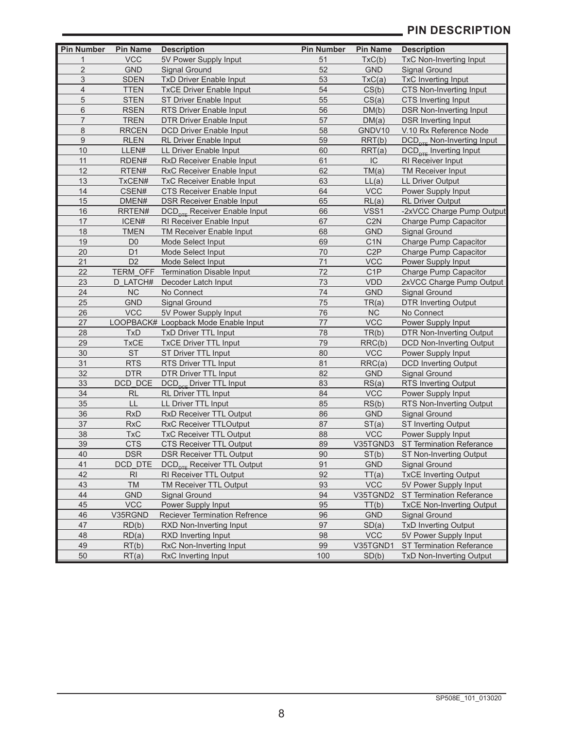## PIN DESCRIPTION

| Pin Number | Pin Name | Description | Pin Number | Pin Name | Description |
|---|---|---|---|---|---|
| 1 | VCC | 5V Power Supply Input | 51 | TxC(b) | TxC Non-Inverting Input |
| 2 | GND | Signal Ground | 52 | GND | Signal Ground |
| 3 | SDEN | TxD Driver Enable Input | 53 | TxC(a) | TxC Inverting Input |
| 4 | TTEN | TxCE Driver Enable Input | 54 | CS(b) | CTS Non-Inverting Input |
| 5 | STEN | ST Driver Enable Input | 55 | CS(a) | CTS Inverting Input |
| 6 | RSEN | RTS Driver Enable Input | 56 | DM(b) | DSR Non-Inverting Input |
| 7 | TREN | DTR Driver Enable Input | 57 | DM(a) | DSR Inverting Input |
| 8 | RRCEN | DCD Driver Enable Input | 58 | GNDV10 | V.10 Rx Reference Node |
| 9 | RLEN | RL Driver Enable Input | 59 | RRT(b) | $DCD_{DTE}$ Non-Inverting Input |
| 10 | LLEN# | LL Driver Enable Input | 60 | RRT(a) | $DCD_{DTE}$ Inverting Input |
| 11 | RDEN# | RxD Receiver Enable Input | 61 | IC | RI Receiver Input |
| 12 | RTEN# | RxC Receiver Enable Input | 62 | TM(a) | TM Receiver Input |
| 13 | TxCEN# | TxC Receiver Enable Input | 63 | LL(a) | LL Driver Output |
| 14 | CSEN# | CTS Receiver Enable Input | 64 | VCC | Power Supply Input |
| 15 | DMEN# | DSR Receiver Enable Input | 65 | RL(a) | RL Driver Output |
| 16 | RRTEN# | $DCD_{DTE}$ Receiver Enable Input | 66 | VSS1 | -2xVCC Charge Pump Output |
| 17 | ICEN# | RI Receiver Enable Input | 67 | C2N | Charge Pump Capacitor |
| 18 | TMEN | TM Receiver Enable Input | 68 | GND | Signal Ground |
| 19 | D0 | Mode Select Input | 69 | C1N | Charge Pump Capacitor |
| 20 | D1 | Mode Select Input | 70 | C2P | Charge Pump Capacitor |
| 21 | D2 | Mode Select Input | 71 | VCC | Power Supply Input |
| 22 | TERM_OFF | Termination Disable Input | 72 | C1P | Charge Pump Capacitor |
| 23 | D_LATCH# | Decoder Latch Input | 73 | VDD | 2xVCC Charge Pump Output |
| 24 | NC | No Connect | 74 | GND | Signal Ground |
| 25 | GND | Signal Ground | 75 | TR(a) | DTR Inverting Output |
| 26 | VCC | 5V Power Supply Input | 76 | NC | No Connect |
| 27 | LOOPBACK# | Loopback Mode Enable Input | 77 | VCC | Power Supply Input |
| 28 | TxD | TxD Driver TTL Input | 78 | TR(b) | DTR Non-Inverting Output |
| 29 | TxCE | TxCE Driver TTL Input | 79 | RRC(b) | DCD Non-Inverting Output |
| 30 | ST | ST Driver TTL Input | 80 | VCC | Power Supply Input |
| 31 | RTS | RTS Driver TTL Input | 81 | RRC(a) | DCD Inverting Output |
| 32 | DTR | DTR Driver TTL Input | 82 | GND | Signal Ground |
| 33 | DCD_DCE | $DCD_{DCE}$ Driver TTL Input | 83 | RS(a) | RTS Inverting Output |
| 34 | RL | RL Driver TTL Input | 84 | VCC | Power Supply Input |
| 35 | LL | LL Driver TTL Input | 85 | RS(b) | RTS Non-Inverting Output |
| 36 | RxD | RxD Receiver TTL Output | 86 | GND | Signal Ground |
| 37 | RxC | RxC Receiver TTLOutput | 87 | ST(a) | ST Inverting Output |
| 38 | TxC | TxC Receiver TTL Output | 88 | VCC | Power Supply Input |
| 39 | CTS | CTS Receiver TTL Output | 89 | V35TGND3 | ST Termination Referance |
| 40 | DSR | DSR Receiver TTL Output | 90 | ST(b) | ST Non-Inverting Output |
| 41 | DCD_DTE | $DCD_{DTE}$ Receiver TTL Output | 91 | GND | Signal Ground |
| 42 | RI | RI Receiver TTL Output | 92 | TT(a) | TxCE Inverting Output |
| 43 | TM | TM Receiver TTL Output | 93 | VCC | 5V Power Supply Input |
| 44 | GND | Signal Ground | 94 | V35TGND2 | ST Termination Referance |
| 45 | VCC | Power Supply Input | 95 | TT(b) | TxCE Non-Inverting Output |
| 46 | V35RGND | Reciever Termination Refrence | 96 | GND | Signal Ground |
| 47 | RD(b) | RXD Non-Inverting Input | 97 | SD(a) | TxD Inverting Output |
| 48 | RD(a) | RXD Inverting Input | 98 | VCC | 5V Power Supply Input |
| 49 | RT(b) | RxC Non-Inverting Input | 99 | V35TGND1 | ST Termination Referance |
| 50 | RT(a) | RxC Inverting Input | 100 | SD(b) | TxD Non-Inverting Output |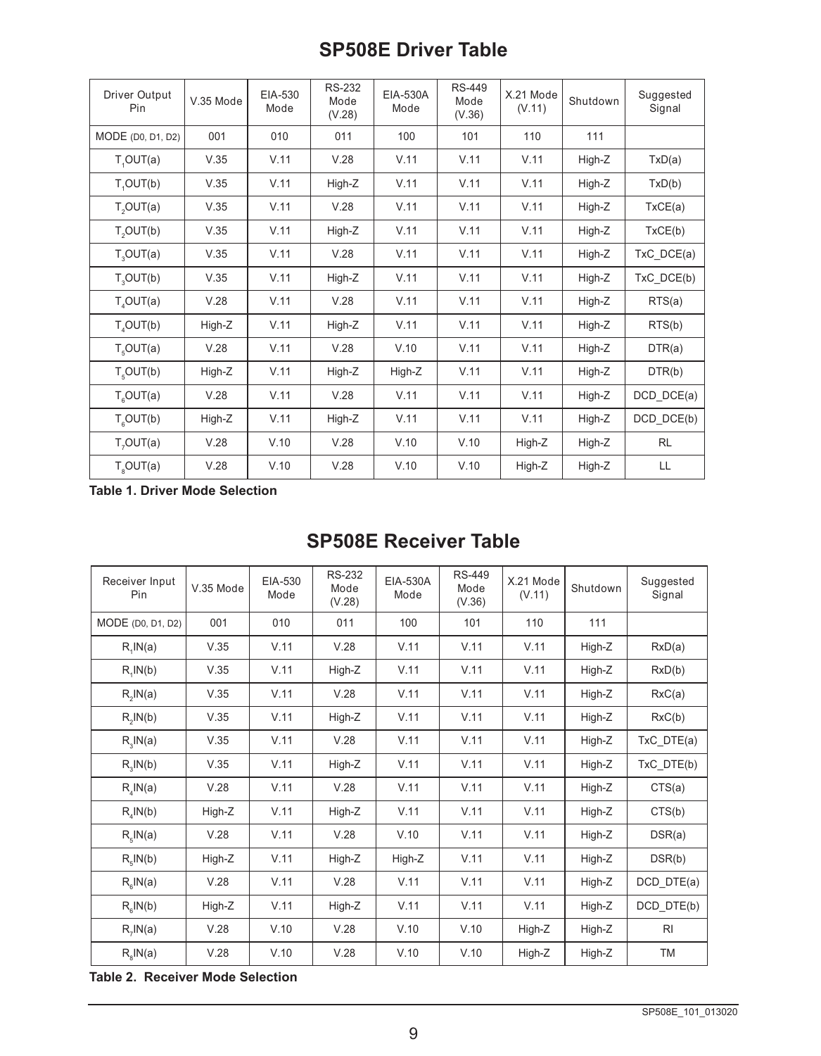## SP508E Driver Table

| Driver Output Pin | V.35 Mode | EIA-530 Mode | RS-232 Mode (V.28) | EIA-530A Mode | RS-449 Mode (V.36) | X.21 Mode (V.11) | Shutdown | Suggested Signal |
|---|---|---|---|---|---|---|---|---|
| MODE (D0, D1, D2) | 001 | 010 | 011 | 100 | 101 | 110 | 111 | |
| $T_1$OUT(a) | V.35 | V.11 | V.28 | V.11 | V.11 | V.11 | High-Z | TxD(a) |
| $T_1$OUT(b) | V.35 | V.11 | High-Z | V.11 | V.11 | V.11 | High-Z | TxD(b) |
| $T_2$OUT(a) | V.35 | V.11 | V.28 | V.11 | V.11 | V.11 | High-Z | TxCE(a) |
| $T_2$OUT(b) | V.35 | V.11 | High-Z | V.11 | V.11 | V.11 | High-Z | TxCE(b) |
| $T_3$OUT(a) | V.35 | V.11 | V.28 | V.11 | V.11 | V.11 | High-Z | TxC_DCE(a) |
| $T_3$OUT(b) | V.35 | V.11 | High-Z | V.11 | V.11 | V.11 | High-Z | TxC_DCE(b) |
| $T_4$OUT(a) | V.28 | V.11 | V.28 | V.11 | V.11 | V.11 | High-Z | RTS(a) |
| $T_4$OUT(b) | High-Z | V.11 | High-Z | V.11 | V.11 | V.11 | High-Z | RTS(b) |
| $T_5$OUT(a) | V.28 | V.11 | V.28 | V.10 | V.11 | V.11 | High-Z | DTR(a) |
| $T_5$OUT(b) | High-Z | V.11 | High-Z | High-Z | V.11 | V.11 | High-Z | DTR(b) |
| $T_6$OUT(a) | V.28 | V.11 | V.28 | V.11 | V.11 | V.11 | High-Z | DCD_DCE(a) |
| $T_6$OUT(b) | High-Z | V.11 | High-Z | V.11 | V.11 | V.11 | High-Z | DCD_DCE(b) |
| $T_7$OUT(a) | V.28 | V.10 | V.28 | V.10 | V.10 | High-Z | High-Z | RL |
| $T_8$OUT(a) | V.28 | V.10 | V.28 | V.10 | V.10 | High-Z | High-Z | LL |

**Table 1. Driver Mode Selection**

## SP508E Receiver Table

| Receiver Input Pin | V.35 Mode | EIA-530 Mode | RS-232 Mode (V.28) | EIA-530A Mode | RS-449 Mode (V.36) | X.21 Mode (V.11) | Shutdown | Suggested Signal |
|---|---|---|---|---|---|---|---|---|
| MODE (D0, D1, D2) | 001 | 010 | 011 | 100 | 101 | 110 | 111 | |
| $R_1$IN(a) | V.35 | V.11 | V.28 | V.11 | V.11 | V.11 | High-Z | RxD(a) |
| $R_1$IN(b) | V.35 | V.11 | High-Z | V.11 | V.11 | V.11 | High-Z | RxD(b) |
| $R_2$IN(a) | V.35 | V.11 | V.28 | V.11 | V.11 | V.11 | High-Z | RxC(a) |
| $R_2$IN(b) | V.35 | V.11 | High-Z | V.11 | V.11 | V.11 | High-Z | RxC(b) |
| $R_3$IN(a) | V.35 | V.11 | V.28 | V.11 | V.11 | V.11 | High-Z | TxC_DTE(a) |
| $R_3$IN(b) | V.35 | V.11 | High-Z | V.11 | V.11 | V.11 | High-Z | TxC_DTE(b) |
| $R_4$IN(a) | V.28 | V.11 | V.28 | V.11 | V.11 | V.11 | High-Z | CTS(a) |
| $R_4$IN(b) | High-Z | V.11 | High-Z | V.11 | V.11 | V.11 | High-Z | CTS(b) |
| $R_5$IN(a) | V.28 | V.11 | V.28 | V.10 | V.11 | V.11 | High-Z | DSR(a) |
| $R_5$IN(b) | High-Z | V.11 | High-Z | High-Z | V.11 | V.11 | High-Z | DSR(b) |
| $R_6$IN(a) | V.28 | V.11 | V.28 | V.11 | V.11 | V.11 | High-Z | DCD_DTE(a) |
| $R_6$IN(b) | High-Z | V.11 | High-Z | V.11 | V.11 | V.11 | High-Z | DCD_DTE(b) |
| $R_7$IN(a) | V.28 | V.10 | V.28 | V.10 | V.10 | High-Z | High-Z | RI |
| $R_8$IN(a) | V.28 | V.10 | V.28 | V.10 | V.10 | High-Z | High-Z | TM |

**Table 2. Receiver Mode Selection**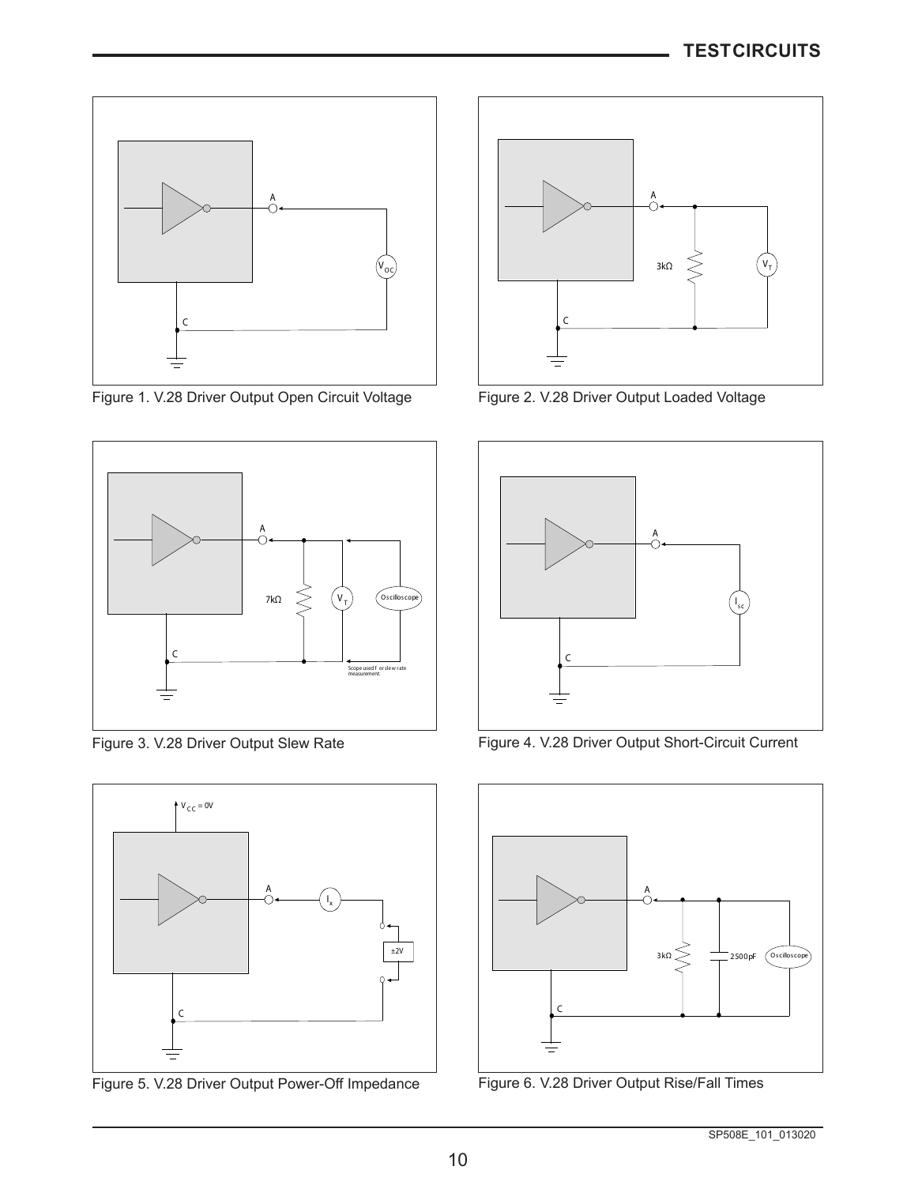## TEST CIRCUITS

Figure 1. V.28 Driver Output Open Circuit Voltage

Figure 2. V.28 Driver Output Loaded Voltage

Figure 3. V.28 Driver Output Slew Rate

Figure 4. V.28 Driver Output Short-Circuit Current

Figure 5. V.28 Driver Output Power-Off Impedance

Figure 6. V.28 Driver Output Rise/Fall Times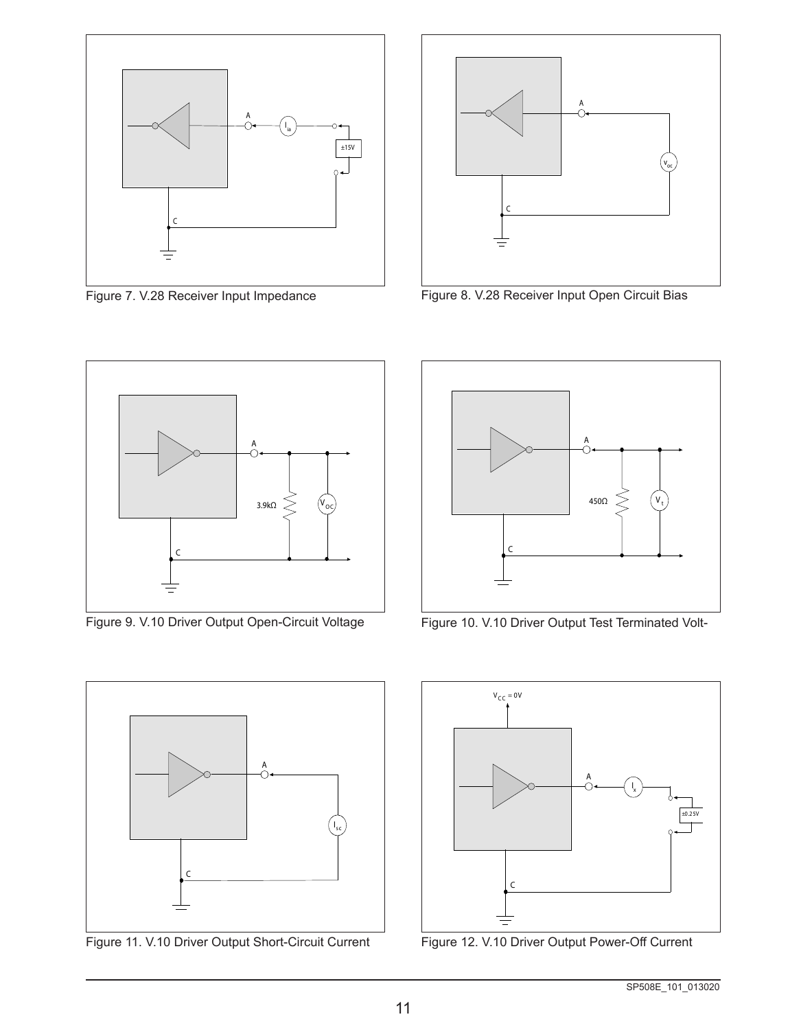Figure 7. V.28 Receiver Input Impedance

Figure 8. V.28 Receiver Input Open Circuit Bias

Figure 9. V.10 Driver Output Open-Circuit Voltage

Figure 10. V.10 Driver Output Test Terminated Volt-

Figure 11. V.10 Driver Output Short-Circuit Current

Figure 12. V.10 Driver Output Power-Off Current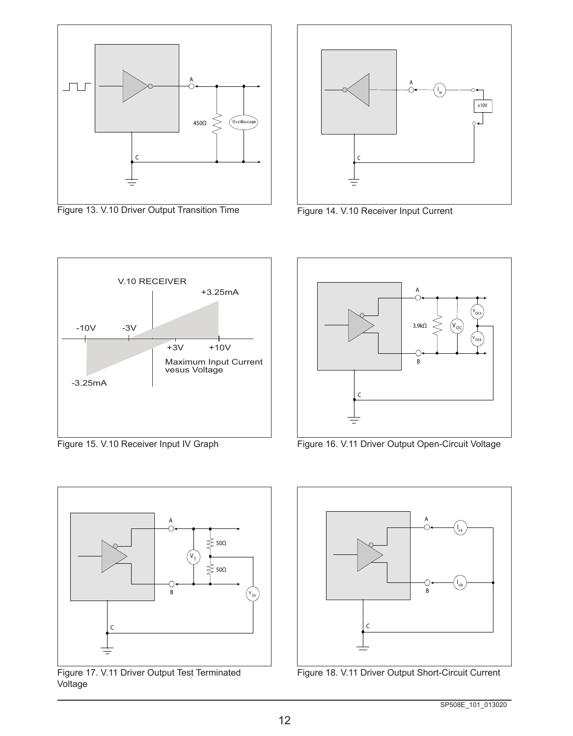Figure 13. V.10 Driver Output Transition Time

Figure 14. V.10 Receiver Input Current

Figure 15. V.10 Receiver Input IV Graph

Figure 16. V.11 Driver Output Open-Circuit Voltage

Figure 17. V.11 Driver Output Test Terminated Voltage

Figure 18. V.11 Driver Output Short-Circuit Current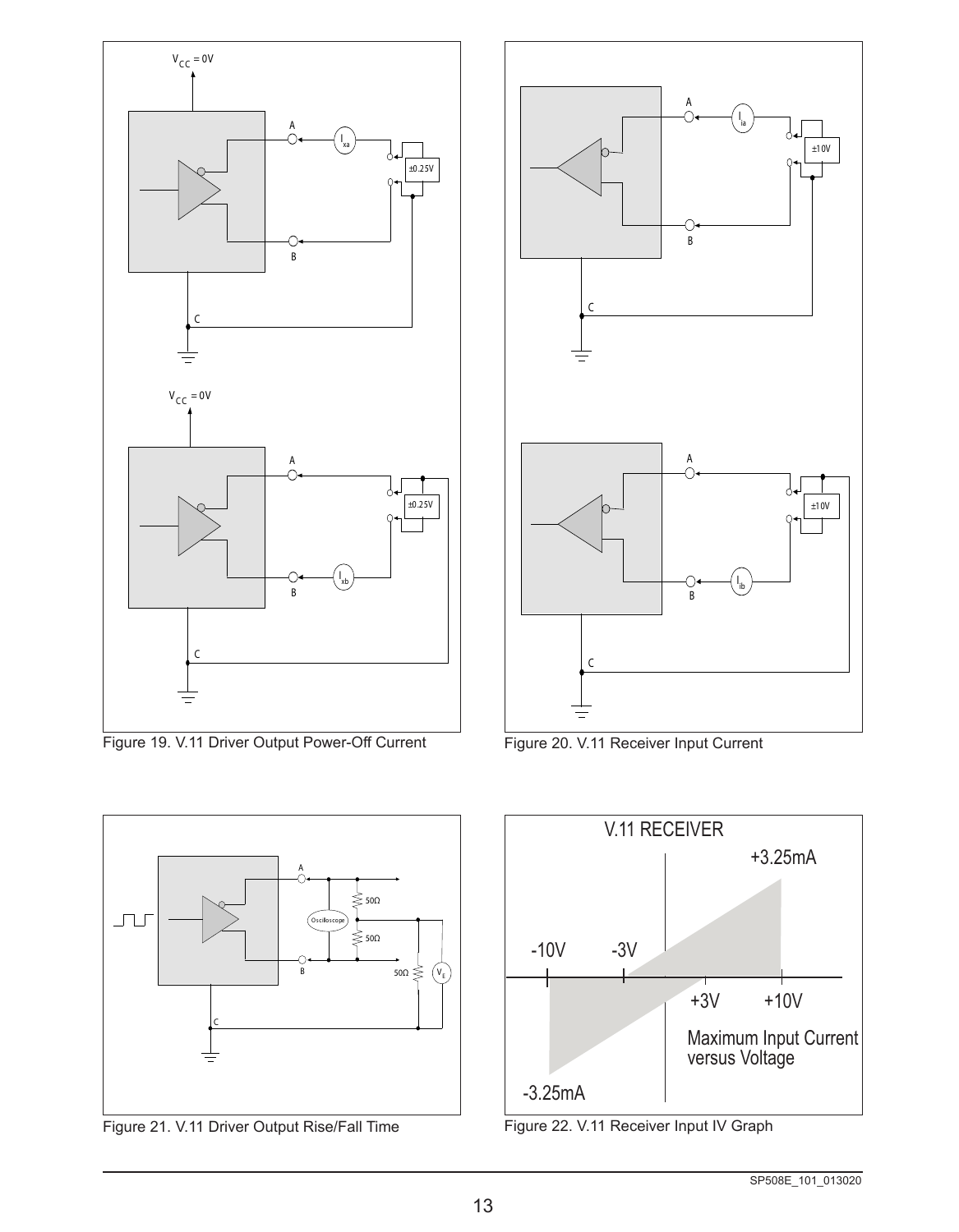Figure 19. V.11 Driver Output Power-Off Current

Figure 20. V.11 Receiver Input Current

Figure 21. V.11 Driver Output Rise/Fall Time

Figure 22. V.11 Receiver Input IV Graph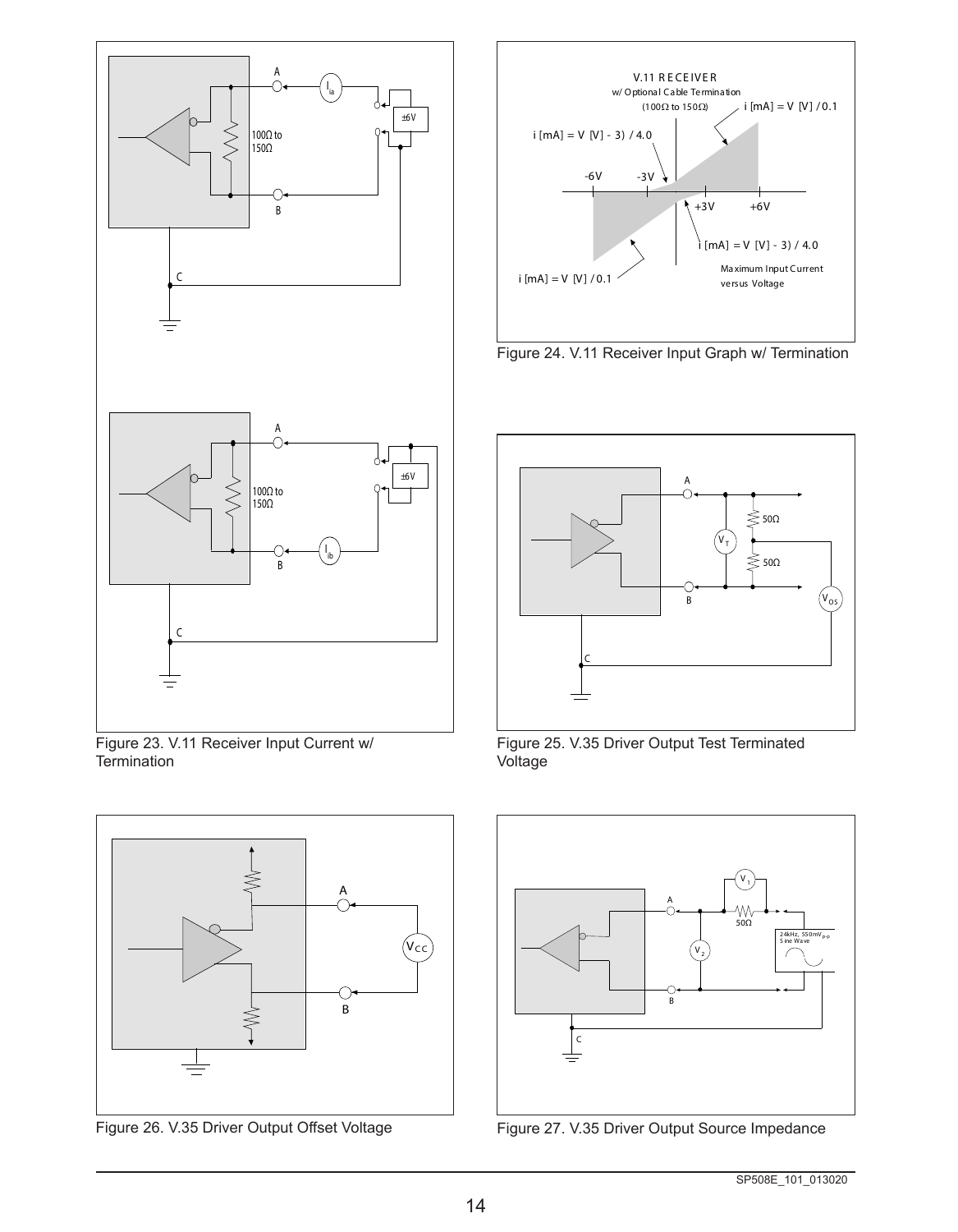Figure 23. V.11 Receiver Input Current w/ Termination

Figure 24. V.11 Receiver Input Graph w/ Termination

Figure 25. V.35 Driver Output Test Terminated Voltage

Figure 26. V.35 Driver Output Offset Voltage

Figure 27. V.35 Driver Output Source Impedance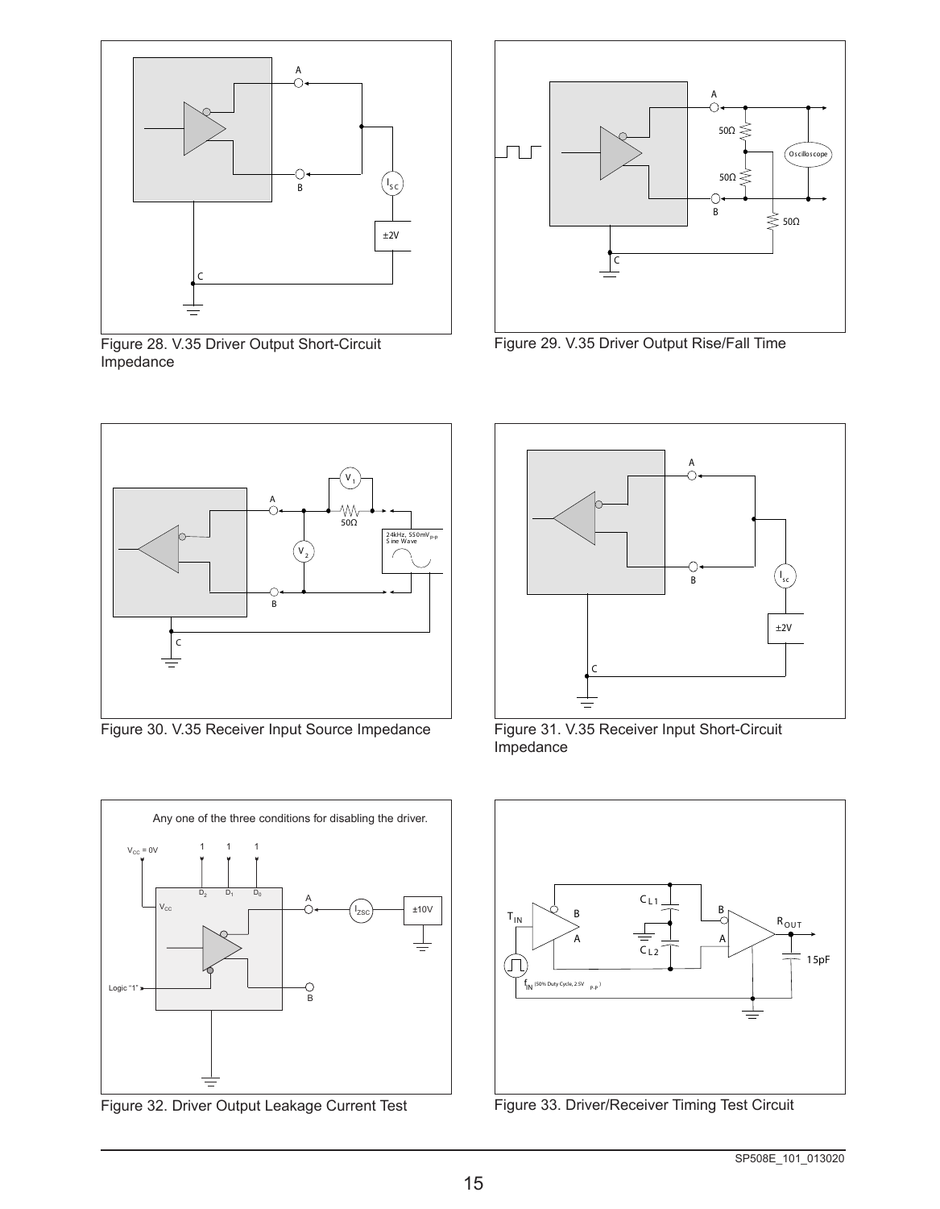Figure 28. V.35 Driver Output Short-Circuit Impedance

Figure 29. V.35 Driver Output Rise/Fall Time

Figure 30. V.35 Receiver Input Source Impedance

Figure 31. V.35 Receiver Input Short-Circuit Impedance

Figure 32. Driver Output Leakage Current Test

Figure 33. Driver/Receiver Timing Test Circuit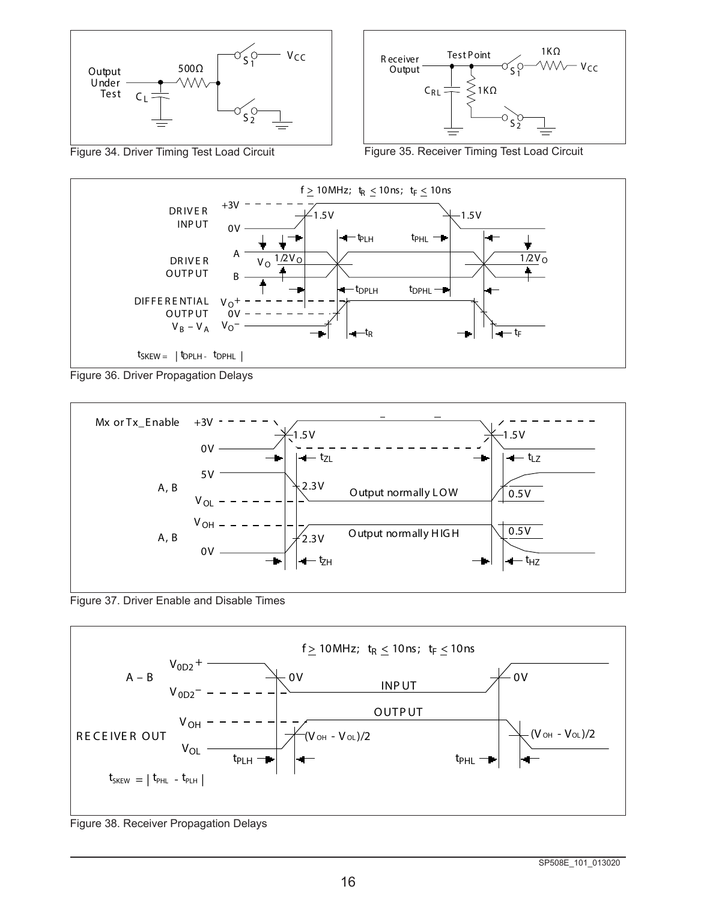Figure 34. Driver Timing Test Load Circuit

Figure 35. Receiver Timing Test Load Circuit

Figure 36. Driver Propagation Delays

Figure 37. Driver Enable and Disable Times

Figure 38. Receiver Propagation Delays

SP508E_101_013020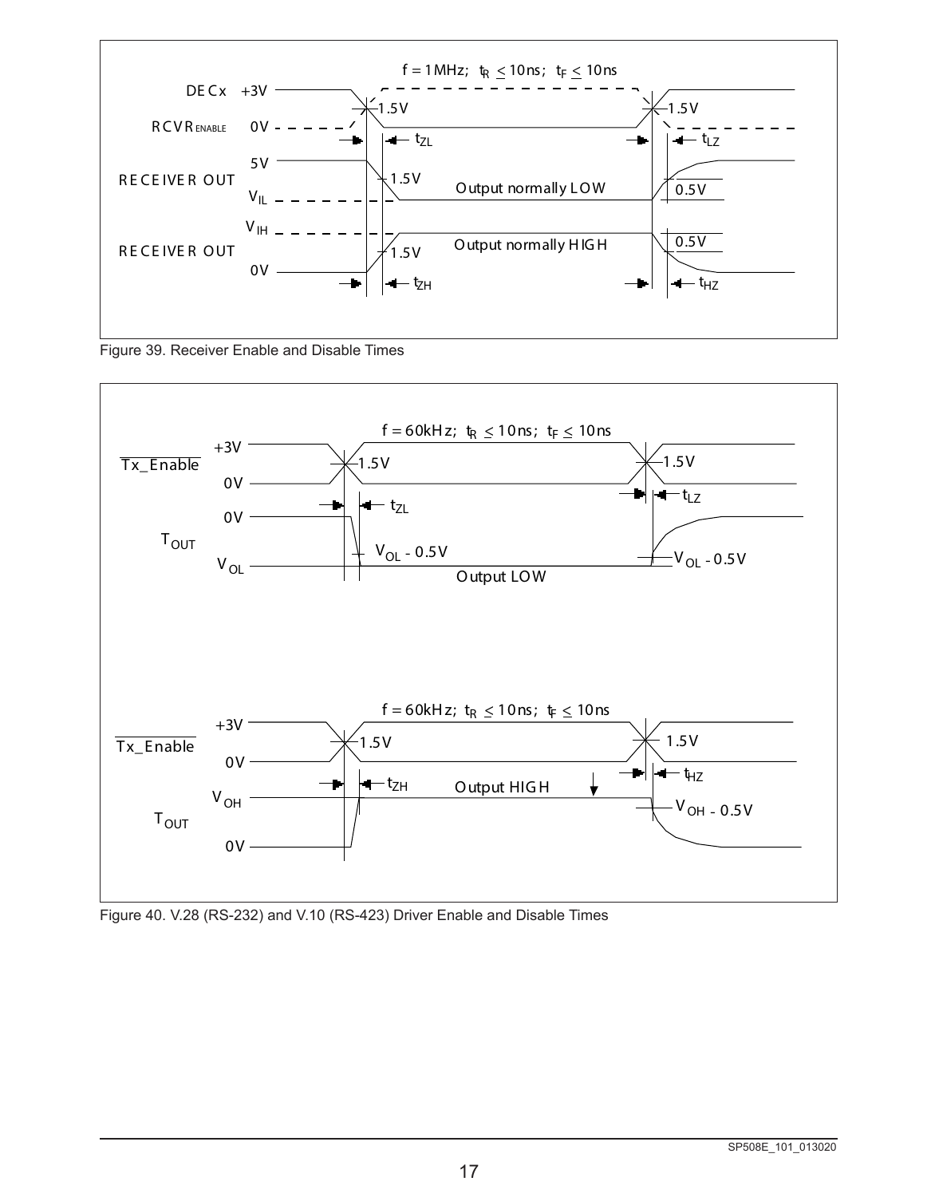Figure 39. Receiver Enable and Disable Times

Figure 40. V.28 (RS-232) and V.10 (RS-423) Driver Enable and Disable Times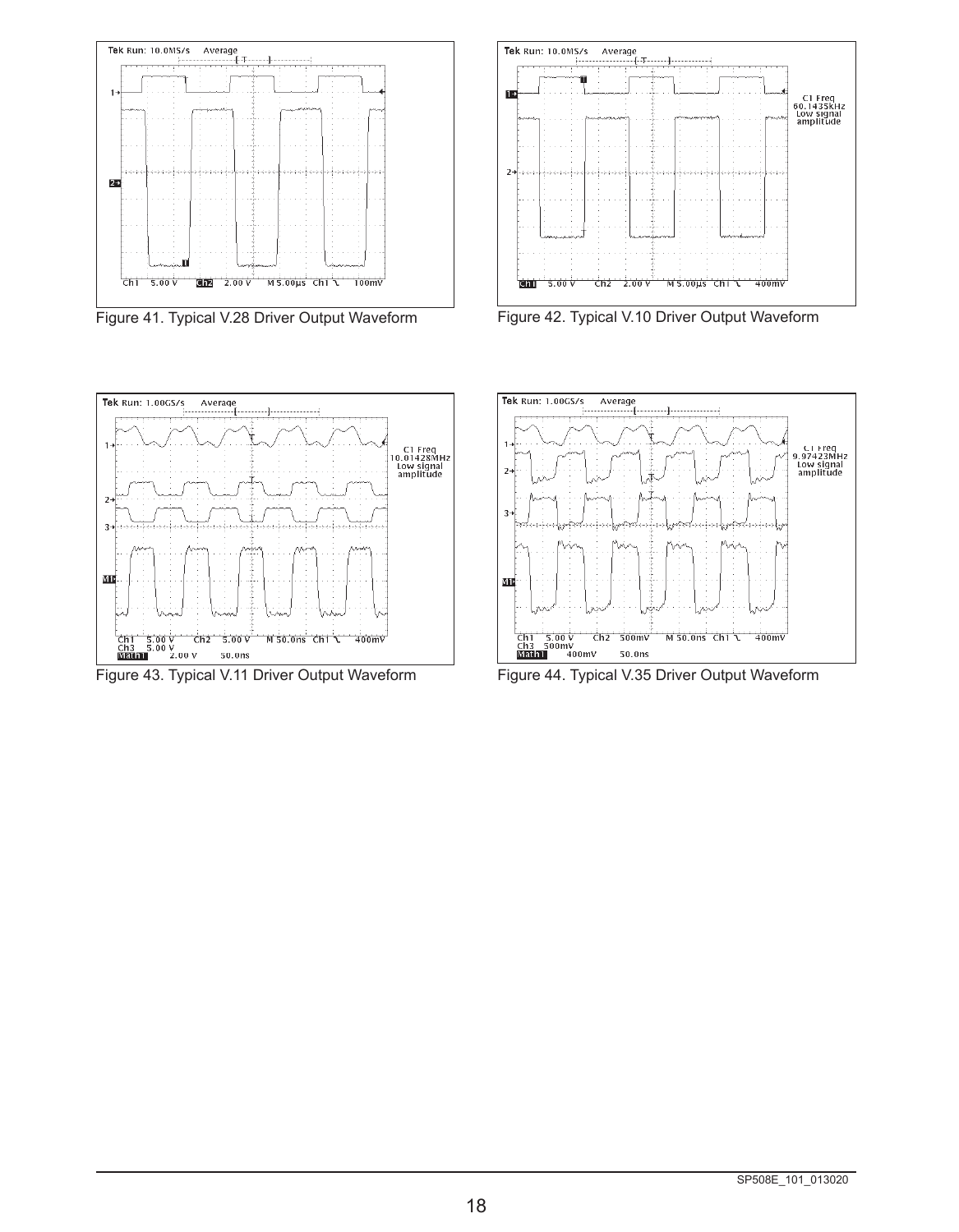Figure 41. Typical V.28 Driver Output Waveform

Figure 42. Typical V.10 Driver Output Waveform

Figure 43. Typical V.11 Driver Output Waveform

Figure 44. Typical V.35 Driver Output Waveform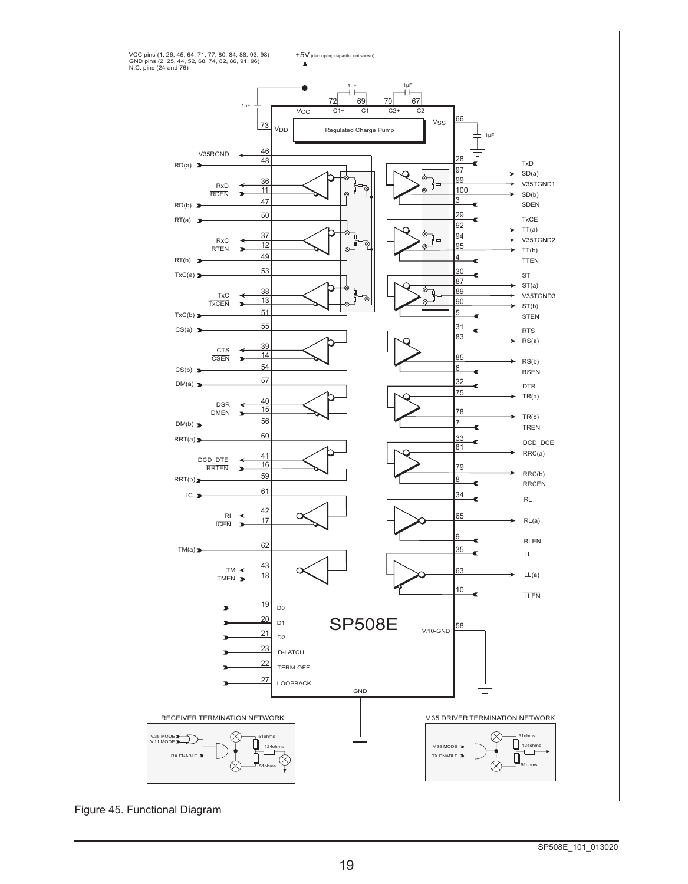VCC pins (1, 26, 45, 64, 71, 77, 80, 84, 88, 93, 98)
GND pins (2, 25, 44, 52, 68, 74, 82, 86, 91, 96)
N.C. pins (24 and 76)

+5V (decoupling capacitor not shown)

Figure 45. Functional Diagram

SP508E_101_013020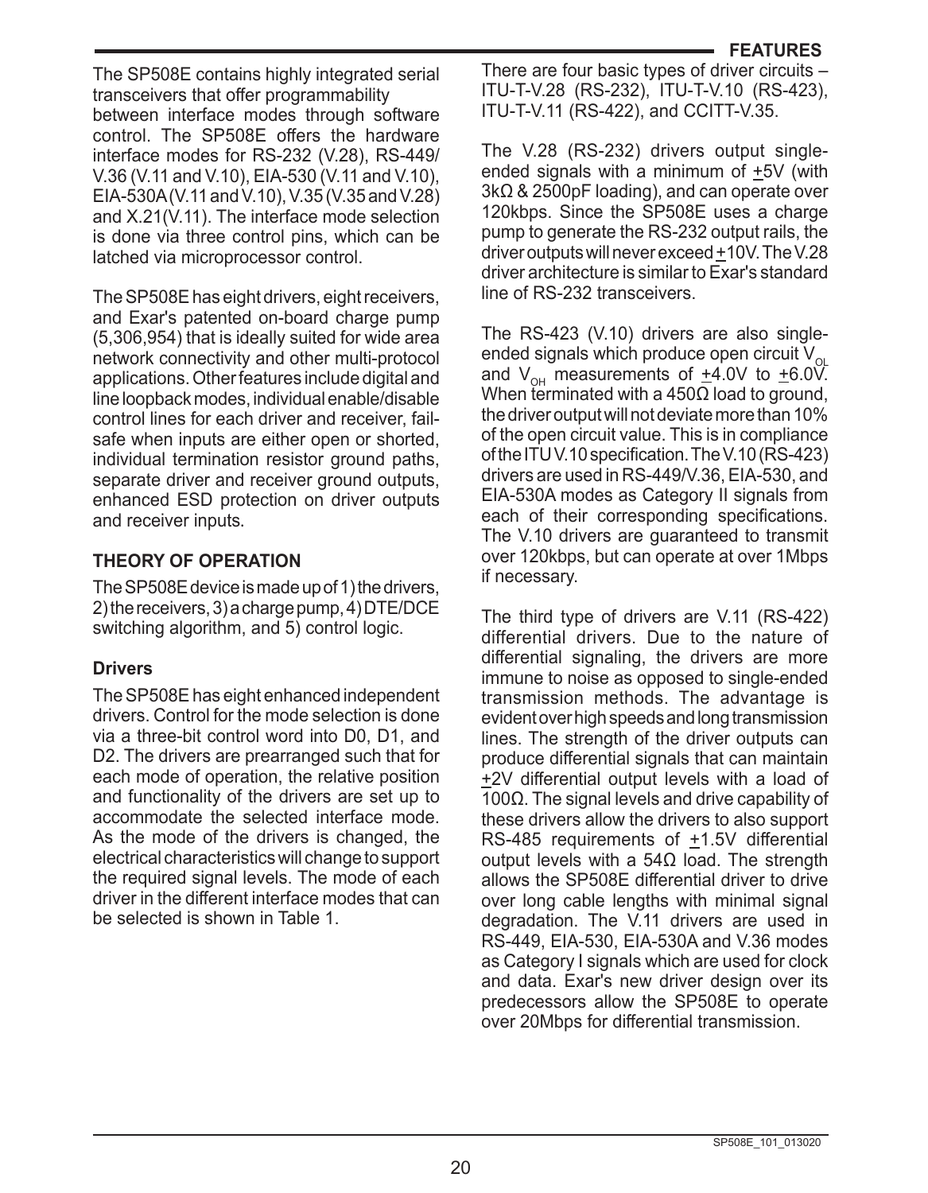The SP508E contains highly integrated serial transceivers that offer programmability between interface modes through software control. The SP508E offers the hardware interface modes for RS-232 (V.28), RS-449/V.36 (V.11 and V.10), EIA-530 (V.11 and V.10), EIA-530A (V.11 and V.10), V.35 (V.35 and V.28) and X.21(V.11). The interface mode selection is done via three control pins, which can be latched via microprocessor control.

The SP508E has eight drivers, eight receivers, and Exar's patented on-board charge pump (5,306,954) that is ideally suited for wide area network connectivity and other multi-protocol applications. Other features include digital and line loopback modes, individual enable/disable control lines for each driver and receiver, fail-safe when inputs are either open or shorted, individual termination resistor ground paths, separate driver and receiver ground outputs, enhanced ESD protection on driver outputs and receiver inputs.

## THEORY OF OPERATION

The SP508E device is made up of 1) the drivers, 2) the receivers, 3) a charge pump, 4) DTE/DCE switching algorithm, and 5) control logic.

### Drivers

The SP508E has eight enhanced independent drivers. Control for the mode selection is done via a three-bit control word into D0, D1, and D2. The drivers are prearranged such that for each mode of operation, the relative position and functionality of the drivers are set up to accommodate the selected interface mode. As the mode of the drivers is changed, the electrical characteristics will change to support the required signal levels. The mode of each driver in the different interface modes that can be selected is shown in Table 1.

There are four basic types of driver circuits – ITU-T-V.28 (RS-232), ITU-T-V.10 (RS-423), ITU-T-V.11 (RS-422), and CCITT-V.35.

The V.28 (RS-232) drivers output single-ended signals with a minimum of ±5V (with 3kΩ & 2500pF loading), and can operate over 120kbps. Since the SP508E uses a charge pump to generate the RS-232 output rails, the driver outputs will never exceed ±10V. The V.28 driver architecture is similar to Exar's standard line of RS-232 transceivers.

The RS-423 (V.10) drivers are also single-ended signals which produce open circuit $V_{OL}$ and $V_{OH}$ measurements of ±4.0V to ±6.0V. When terminated with a 450Ω load to ground, the driver output will not deviate more than 10% of the open circuit value. This is in compliance of the ITU V.10 specification. The V.10 (RS-423) drivers are used in RS-449/V.36, EIA-530, and EIA-530A modes as Category II signals from each of their corresponding specifications. The V.10 drivers are guaranteed to transmit over 120kbps, but can operate at over 1Mbps if necessary.

The third type of drivers are V.11 (RS-422) differential drivers. Due to the nature of differential signaling, the drivers are more immune to noise as opposed to single-ended transmission methods. The advantage is evident over high speeds and long transmission lines. The strength of the driver outputs can produce differential signals that can maintain ±2V differential output levels with a load of 100Ω. The signal levels and drive capability of these drivers allow the drivers to also support RS-485 requirements of ±1.5V differential output levels with a 54Ω load. The strength allows the SP508E differential driver to drive over long cable lengths with minimal signal degradation. The V.11 drivers are used in RS-449, EIA-530, EIA-530A and V.36 modes as Category I signals which are used for clock and data. Exar's new driver design over its predecessors allow the SP508E to operate over 20Mbps for differential transmission.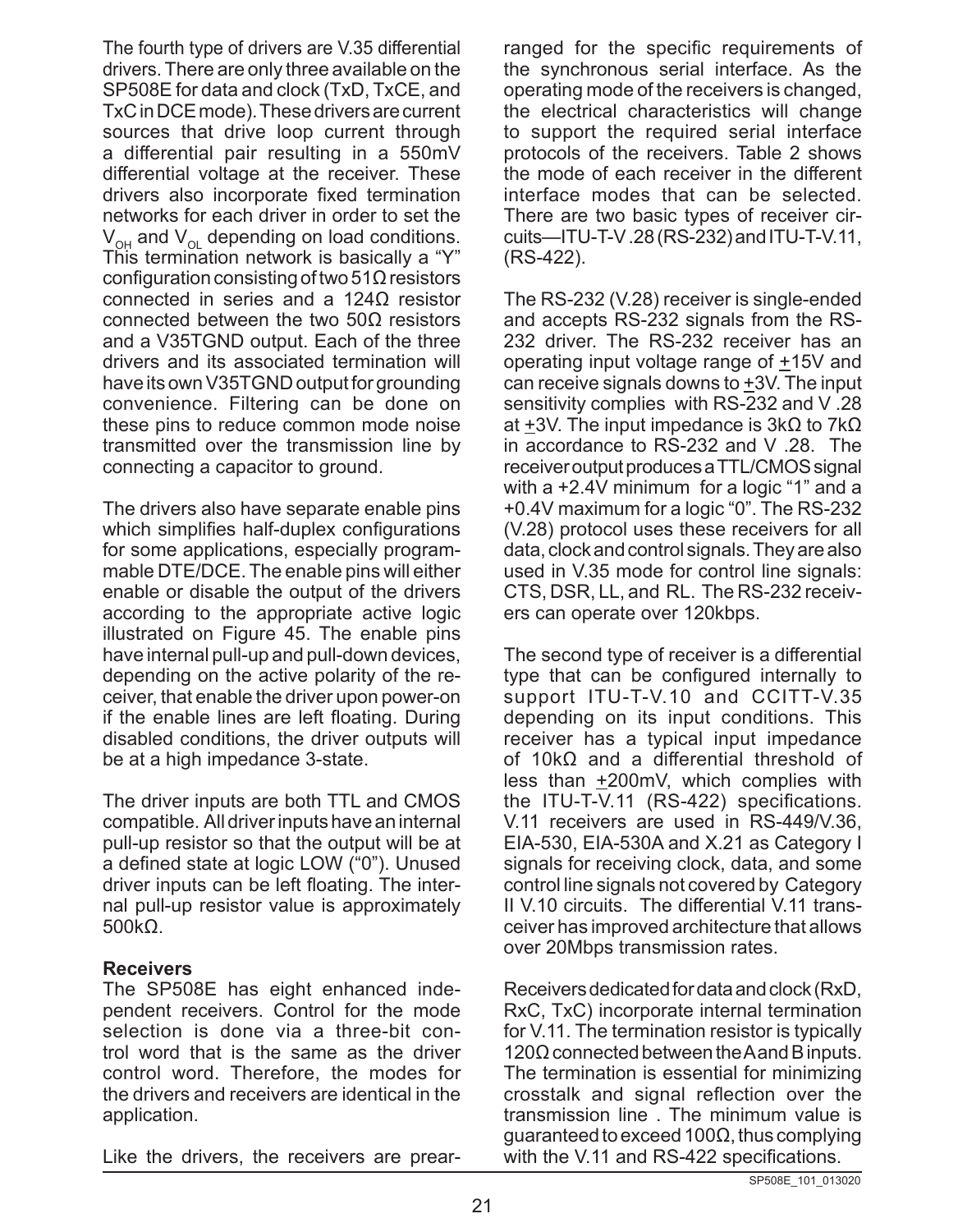The fourth type of drivers are V.35 differential drivers. There are only three available on the SP508E for data and clock (TxD, TxCE, and TxC in DCE mode). These drivers are current sources that drive loop current through a differential pair resulting in a 550mV differential voltage at the receiver. These drivers also incorporate fixed termination networks for each driver in order to set the $V_{OH}$ and $V_{OL}$ depending on load conditions. This termination network is basically a "Y" configuration consisting of two 51Ω resistors connected in series and a 124Ω resistor connected between the two 50Ω resistors and a V35TGND output. Each of the three drivers and its associated termination will have its own V35TGND output for grounding convenience. Filtering can be done on these pins to reduce common mode noise transmitted over the transmission line by connecting a capacitor to ground.

The drivers also have separate enable pins which simplifies half-duplex configurations for some applications, especially programmable DTE/DCE. The enable pins will either enable or disable the output of the drivers according to the appropriate active logic illustrated on Figure 45. The enable pins have internal pull-up and pull-down devices, depending on the active polarity of the receiver, that enable the driver upon power-on if the enable lines are left floating. During disabled conditions, the driver outputs will be at a high impedance 3-state.

The driver inputs are both TTL and CMOS compatible. All driver inputs have an internal pull-up resistor so that the output will be at a defined state at logic LOW ("0"). Unused driver inputs can be left floating. The internal pull-up resistor value is approximately 500kΩ.

**Receivers**

The SP508E has eight enhanced independent receivers. Control for the mode selection is done via a three-bit control word that is the same as the driver control word. Therefore, the modes for the drivers and receivers are identical in the application.

Like the drivers, the receivers are prearranged for the specific requirements of the synchronous serial interface. As the operating mode of the receivers is changed, the electrical characteristics will change to support the required serial interface protocols of the receivers. Table 2 shows the mode of each receiver in the different interface modes that can be selected. There are two basic types of receiver circuits—ITU-T-V .28 (RS-232) and ITU-T-V.11, (RS-422).

The RS-232 (V.28) receiver is single-ended and accepts RS-232 signals from the RS-232 driver. The RS-232 receiver has an operating input voltage range of ±15V and can receive signals downs to ±3V. The input sensitivity complies with RS-232 and V .28 at ±3V. The input impedance is 3kΩ to 7kΩ in accordance to RS-232 and V .28. The receiver output produces a TTL/CMOS signal with a +2.4V minimum for a logic "1" and a +0.4V maximum for a logic "0". The RS-232 (V.28) protocol uses these receivers for all data, clock and control signals. They are also used in V.35 mode for control line signals: CTS, DSR, LL, and RL. The RS-232 receivers can operate over 120kbps.

The second type of receiver is a differential type that can be configured internally to support ITU-T-V.10 and CCITT-V.35 depending on its input conditions. This receiver has a typical input impedance of 10kΩ and a differential threshold of less than ±200mV, which complies with the ITU-T-V.11 (RS-422) specifications. V.11 receivers are used in RS-449/V.36, EIA-530, EIA-530A and X.21 as Category I signals for receiving clock, data, and some control line signals not covered by Category II V.10 circuits. The differential V.11 transceiver has improved architecture that allows over 20Mbps transmission rates.

Receivers dedicated for data and clock (RxD, RxC, TxC) incorporate internal termination for V.11. The termination resistor is typically 120Ω connected between the A and B inputs. The termination is essential for minimizing crosstalk and signal reflection over the transmission line . The minimum value is guaranteed to exceed 100Ω, thus complying with the V.11 and RS-422 specifications.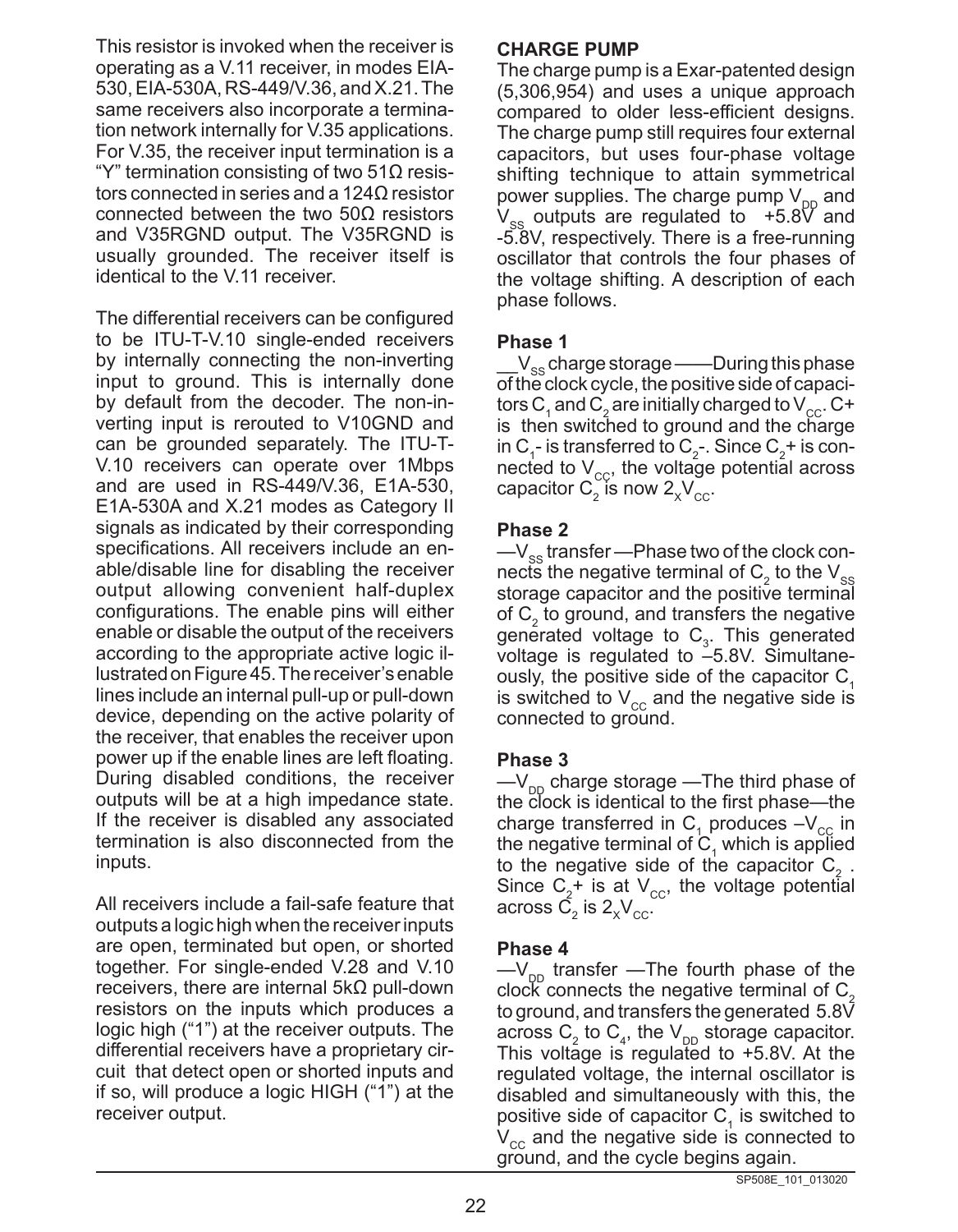This resistor is invoked when the receiver is operating as a V.11 receiver, in modes EIA-530, EIA-530A, RS-449/V.36, and X.21. The same receivers also incorporate a termination network internally for V.35 applications. For V.35, the receiver input termination is a "Y" termination consisting of two 51Ω resistors connected in series and a 124Ω resistor connected between the two 50Ω resistors and V35RGND output. The V35RGND is usually grounded. The receiver itself is identical to the V.11 receiver.

The differential receivers can be configured to be ITU-T-V.10 single-ended receivers by internally connecting the non-inverting input to ground. This is internally done by default from the decoder. The non-inverting input is rerouted to V10GND and can be grounded separately. The ITU-T-V.10 receivers can operate over 1Mbps and are used in RS-449/V.36, E1A-530, E1A-530A and X.21 modes as Category II signals as indicated by their corresponding specifications. All receivers include an enable/disable line for disabling the receiver output allowing convenient half-duplex configurations. The enable pins will either enable or disable the output of the receivers according to the appropriate active logic illustrated on Figure 45. The receiver's enable lines include an internal pull-up or pull-down device, depending on the active polarity of the receiver, that enables the receiver upon power up if the enable lines are left floating. During disabled conditions, the receiver outputs will be at a high impedance state. If the receiver is disabled any associated termination is also disconnected from the inputs.

All receivers include a fail-safe feature that outputs a logic high when the receiver inputs are open, terminated but open, or shorted together. For single-ended V.28 and V.10 receivers, there are internal 5kΩ pull-down resistors on the inputs which produces a logic high ("1") at the receiver outputs. The differential receivers have a proprietary circuit that detect open or shorted inputs and if so, will produce a logic HIGH ("1") at the receiver output.

**CHARGE PUMP**

The charge pump is a Exar-patented design (5,306,954) and uses a unique approach compared to older less-efficient designs. The charge pump still requires four external capacitors, but uses four-phase voltage shifting technique to attain symmetrical power supplies. The charge pump $V_{DD}$ and $V_{SS}$ outputs are regulated to +5.8V and -5.8V, respectively. There is a free-running oscillator that controls the four phases of the voltage shifting. A description of each phase follows.

**Phase 1**

— $V_{SS}$ charge storage ——During this phase of the clock cycle, the positive side of capacitors $C_1$ and $C_2$ are initially charged to $V_{CC}$. C+ is then switched to ground and the charge in $C_1$- is transferred to $C_2$-. Since $C_2$+ is connected to $V_{CC}$, the voltage potential across capacitor $C_2$ is now $2_x V_{CC}$.

**Phase 2**

—$V_{SS}$ transfer —Phase two of the clock connects the negative terminal of $C_2$ to the $V_{SS}$ storage capacitor and the positive terminal of $C_2$ to ground, and transfers the negative generated voltage to $C_3$. This generated voltage is regulated to –5.8V. Simultaneously, the positive side of the capacitor $C_1$ is switched to $V_{CC}$ and the negative side is connected to ground.

**Phase 3**

—$V_{DD}$ charge storage —The third phase of the clock is identical to the first phase—the charge transferred in $C_1$ produces $-V_{CC}$ in the negative terminal of $C_1$ which is applied to the negative side of the capacitor $C_2$. Since $C_2$+ is at $V_{CC}$, the voltage potential across $C_2$ is $2_x V_{CC}$.

**Phase 4**

—$V_{DD}$ transfer —The fourth phase of the clock connects the negative terminal of $C_2$ to ground, and transfers the generated 5.8V across $C_2$ to $C_4$, the $V_{DD}$ storage capacitor. This voltage is regulated to +5.8V. At the regulated voltage, the internal oscillator is disabled and simultaneously with this, the positive side of capacitor $C_1$ is switched to $V_{CC}$ and the negative side is connected to ground, and the cycle begins again.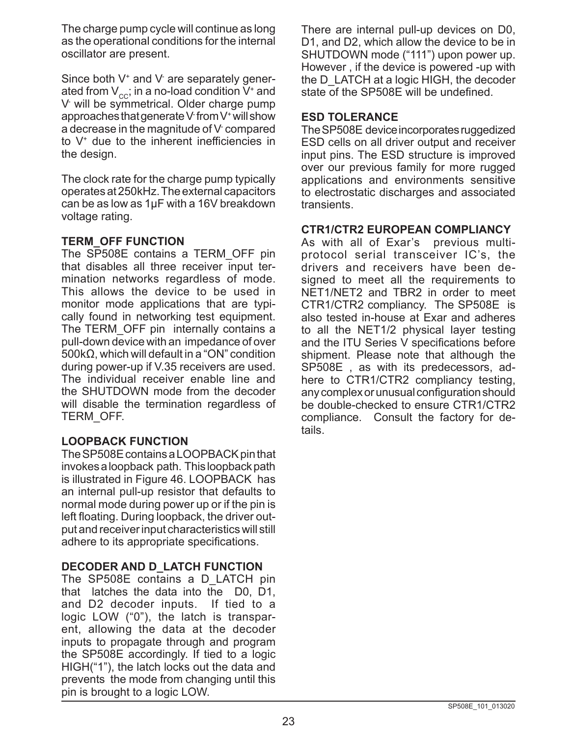The charge pump cycle will continue as long as the operational conditions for the internal oscillator are present.

Since both $V^+$ and $V^-$ are separately generated from $V_{CC}$; in a no-load condition $V^+$ and $V^-$ will be symmetrical. Older charge pump approaches that generate $V^-$ from $V^+$ will show a decrease in the magnitude of $V^-$ compared to $V^+$ due to the inherent inefficiencies in the design.

The clock rate for the charge pump typically operates at 250kHz. The external capacitors can be as low as 1µF with a 16V breakdown voltage rating.

### TERM_OFF FUNCTION

The SP508E contains a TERM_OFF pin that disables all three receiver input termination networks regardless of mode. This allows the device to be used in monitor mode applications that are typically found in networking test equipment. The TERM_OFF pin internally contains a pull-down device with an impedance of over 500kΩ, which will default in a "ON" condition during power-up if V.35 receivers are used. The individual receiver enable line and the SHUTDOWN mode from the decoder will disable the termination regardless of TERM_OFF.

### LOOPBACK FUNCTION

The SP508E contains a LOOPBACK pin that invokes a loopback path. This loopback path is illustrated in Figure 46. LOOPBACK has an internal pull-up resistor that defaults to normal mode during power up or if the pin is left floating. During loopback, the driver output and receiver input characteristics will still adhere to its appropriate specifications.

### DECODER AND D_LATCH FUNCTION

The SP508E contains a D_LATCH pin that latches the data into the D0, D1, and D2 decoder inputs. If tied to a logic LOW ("0"), the latch is transparent, allowing the data at the decoder inputs to propagate through and program the SP508E accordingly. If tied to a logic HIGH("1"), the latch locks out the data and prevents the mode from changing until this pin is brought to a logic LOW.

There are internal pull-up devices on D0, D1, and D2, which allow the device to be in SHUTDOWN mode ("111") upon power up. However , if the device is powered -up with the D_LATCH at a logic HIGH, the decoder state of the SP508E will be undefined.

### ESD TOLERANCE

The SP508E device incorporates ruggedized ESD cells on all driver output and receiver input pins. The ESD structure is improved over our previous family for more rugged applications and environments sensitive to electrostatic discharges and associated transients.

### CTR1/CTR2 EUROPEAN COMPLIANCY

As with all of Exar's previous multi-protocol serial transceiver IC's, the drivers and receivers have been designed to meet all the requirements to NET1/NET2 and TBR2 in order to meet CTR1/CTR2 compliancy. The SP508E is also tested in-house at Exar and adheres to all the NET1/2 physical layer testing and the ITU Series V specifications before shipment. Please note that although the SP508E , as with its predecessors, adhere to CTR1/CTR2 compliancy testing, any complex or unusual configuration should be double-checked to ensure CTR1/CTR2 compliance. Consult the factory for details.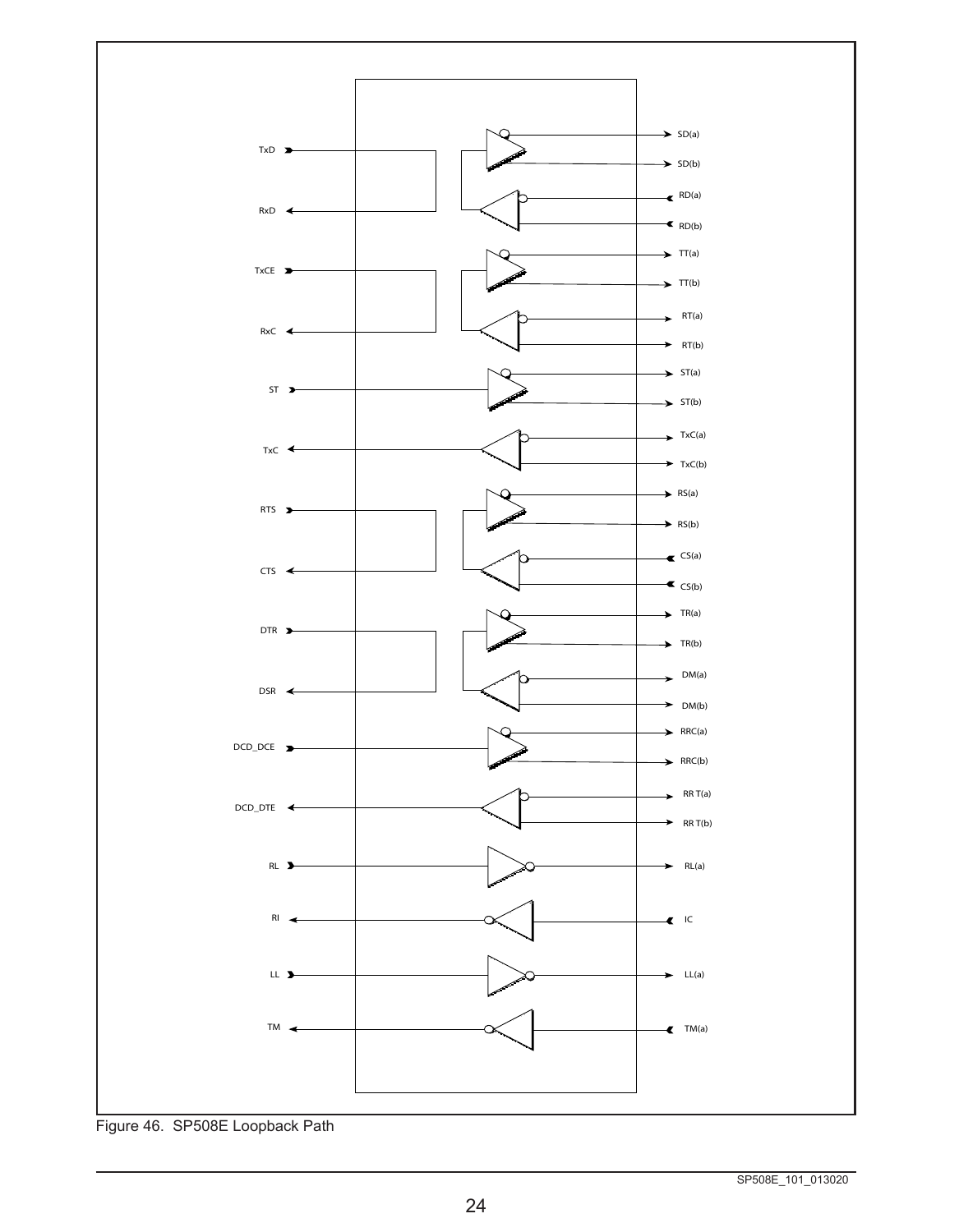TxD
RxD
TxCE
RxC
ST
TxC
RTS
CTS
DTR
DSR
DCD_DCE
DCD_DTE
RL
RI
LL
TM

SD(a)
SD(b)
RD(a)
RD(b)
TT(a)
TT(b)
RT(a)
RT(b)
ST(a)
ST(b)
TxC(a)
TxC(b)
RS(a)
RS(b)
CS(a)
CS(b)
TR(a)
TR(b)
DM(a)
DM(b)
RRC(a)
RRC(b)
RR T(a)
RR T(b)
RL(a)
IC
LL(a)
TM(a)

Figure 46. SP508E Loopback Path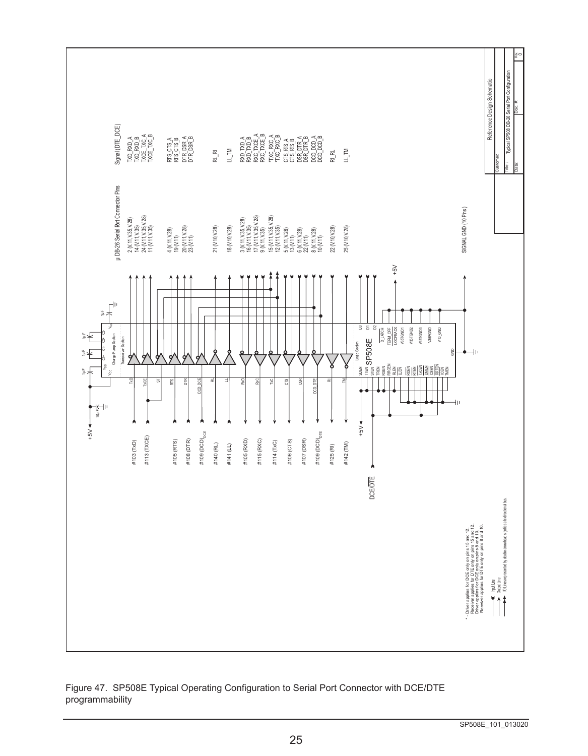Figure 47. SP508E Typical Operating Configuration to Serial Port Connector with DCE/DTE programmability

SP508E_101_013020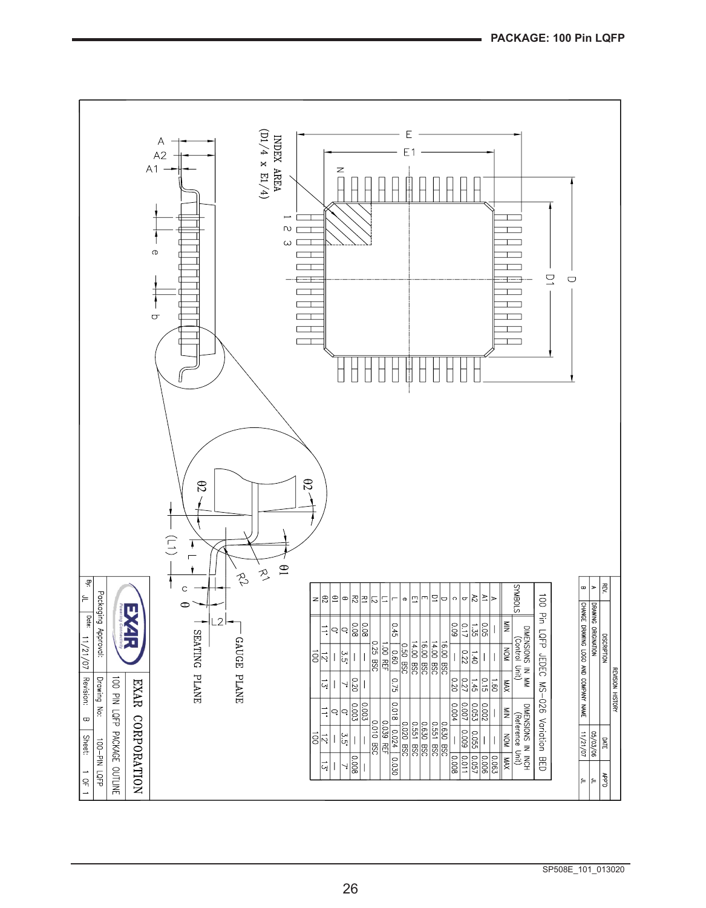## PACKAGE: 100 Pin LQFP

**100 Pin LQFP JEDEC MS-026 Variation BED**

| SYMBOLS | DIMENSIONS IN MM (Control Unit) | | | DIMENSIONS IN INCH (Reference Unit) | | |
|---|---|---|---|---|---|---|
| | MIN | NOM | MAX | MIN | NOM | MAX |
| A | — | — | 1.60 | — | — | 0.063 |
| A1 | 0.05 | — | 0.15 | 0.002 | — | 0.006 |
| A2 | 1.35 | 1.40 | 1.45 | 0.053 | 0.055 | 0.057 |
| b | 0.17 | 0.22 | 0.27 | 0.007 | 0.009 | 0.011 |
| c | 0.09 | — | 0.20 | 0.004 | — | 0.008 |
| D | 16.00 BSC | | | 0.630 BSC | | |
| D1 | 14.00 BSC | | | 0.551 BSC | | |
| E | 16.00 BSC | | | 0.630 BSC | | |
| E1 | 14.00 BSC | | | 0.551 BSC | | |
| e | 0.50 BSC | | | 0.020 BSC | | |
| L | 0.45 | 0.60 | 0.75 | 0.018 | 0.024 | 0.030 |
| L1 | 1.00 REF | | | 0.039 REF | | |
| L2 | 0.25 BSC | | | 0.010 BSC | | |
| R1 | 0.08 | — | — | 0.003 | — | — |
| R2 | 0.08 | — | 0.20 | 0.003 | — | 0.008 |
| θ | 0° | 3.5° | 7° | 0° | 3.5° | 7° |
| θ1 | 0° | — | — | 0° | — | — |
| θ2 | 11° | 12° | 13° | 11° | 12° | 13° |
| N | 100 | | | 100 | | |

**REVISION HISTORY**

| REV. | DISCRIPTION | DATE | APP'D |
|---|---|---|---|
| A | DRAWING ORIGINATION | 05/03/06 | JL |
| B | CHANGE DRAWING LOGO AND COMPANY NAME | 11/21/07 | JL |

Drawing labels: INDEX AREA (D1/4 x E1/4); GAUGE PLANE; SEATING PLANE

**EXAR CORPORATION**

100 PIN LQFP PACKAGE OUTLINE

| Packaging Approval: | | Drawing No: | 100-PIN LQFP | | |
|---|---|---|---|---|---|
| By: JL | Date: 11/21/07 | Revision: | B | Sheet: | 1 OF 1 |

SP508E_101_013020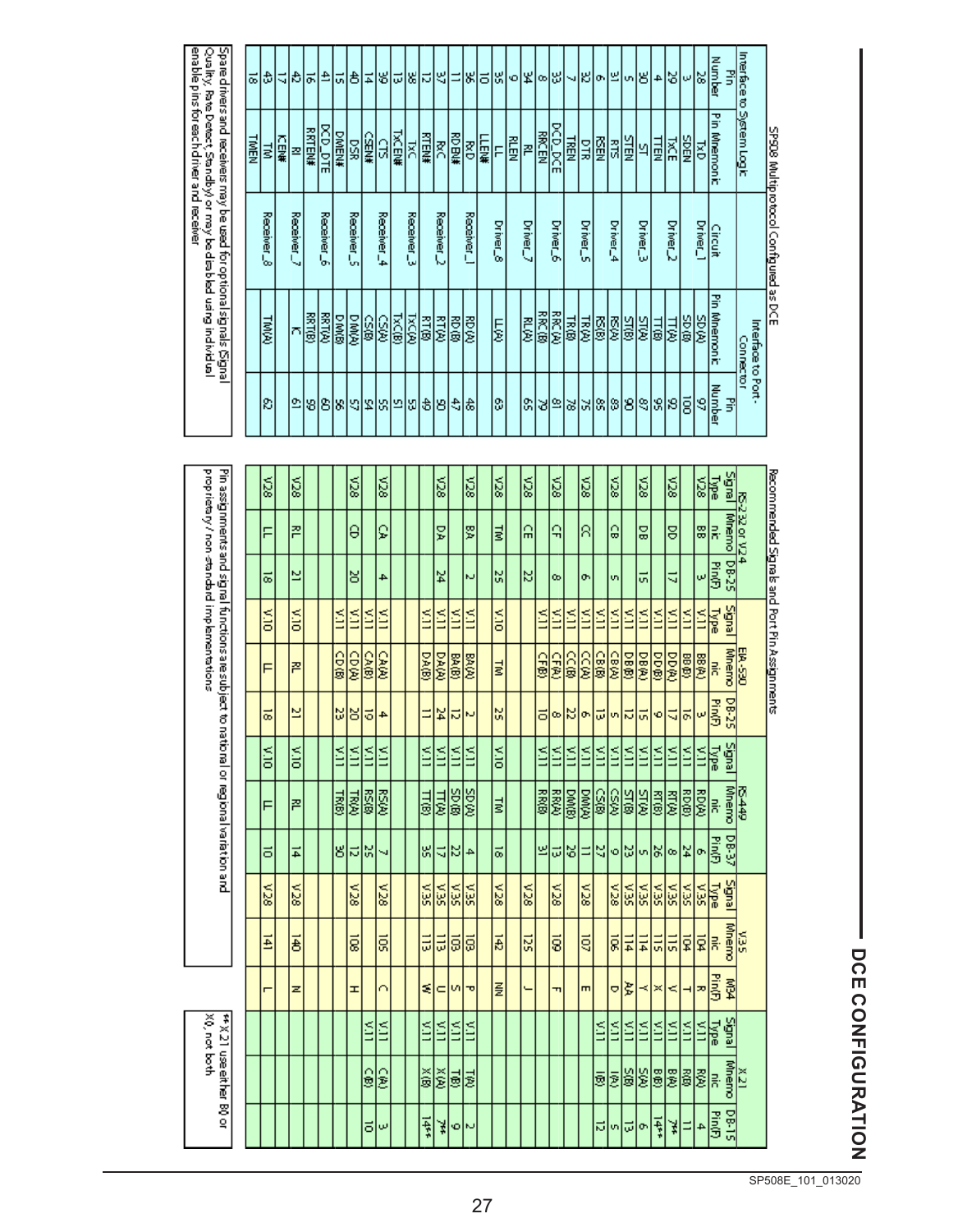# DCE CONFIGURATION

**SP508 Multiprotocol Configured as DCE**

| Interface to System Logic | | | Interface to Port-Connector | |
|---|---|---|---|---|
| Pin Number | Pin Mnemonic | Circuit | Pin Mnemonic | Pin Number |
| 28 | TxD | Driver_1 | SD(A) | 97 |
| 3 | SDEN | Driver_1 | SD(B) | 100 |
| 29 | TxCE | Driver_2 | TT(A) | 92 |
| 4 | TTEN | Driver_2 | TT(B) | 95 |
| 30 | ST | Driver_3 | ST(A) | 87 |
| 5 | STEN | Driver_3 | ST(B) | 90 |
| 31 | RTS | Driver_4 | RS(A) | 83 |
| 6 | RSEN | Driver_4 | RS(B) | 85 |
| 32 | DTR | Driver_5 | TR(A) | 75 |
| 7 | TREN | Driver_5 | TR(B) | 78 |
| 33 | DCD_DCE | Driver_6 | RR(A) | 81 |
| 8 | RRCEN | Driver_6 | RR(B) | 79 |
| 34 | RL | Driver_7 | RL(A) | 65 |
| 9 | RLEN | Driver_7 | | |
| 35 | LL | Driver_8 | LL(A) | 63 |
| 10 | LLEN# | Driver_8 | | |
| 36 | RxD | Receiver_1 | RD(A) | 48 |
| 11 | RDEN# | Receiver_1 | RD(B) | 47 |
| 37 | RxC | Receiver_2 | RT(A) | 50 |
| 12 | RTEN# | Receiver_2 | RT(B) | 49 |
| 38 | TxC | Receiver_3 | TxC(A) | 53 |
| 13 | TxCEN# | Receiver_3 | TxC(B) | 51 |
| 39 | CTS | Receiver_4 | CS(A) | 55 |
| 14 | CSEN# | Receiver_4 | CS(B) | 54 |
| 40 | DSR | Receiver_5 | DM(A) | 57 |
| 15 | DMEN# | Receiver_5 | DM(B) | 56 |
| 41 | DCD_DTE | Receiver_6 | RRT(A) | 60 |
| 16 | RRTEN# | Receiver_6 | RRT(B) | 59 |
| 42 | RI | Receiver_7 | IC | 61 |
| 17 | ICEN# | Receiver_7 | | |
| 43 | TM | Receiver_8 | TM(A) | 62 |
| 18 | TMEN | Receiver_8 | | |

Spare drivers and receivers may be used for optional signals (Signal Quality, Rate Detect, Standby) or may be disabled using individual enable pins for each driver and receiver

**Recommended Signals and Port Pin Assignments**

| RS-232 or V.24 | | | EIA-530 | | | RS-449 | | | V.35 | | | X.21 | | |
|---|---|---|---|---|---|---|---|---|---|---|---|---|---|---|
| Signal Type | Mnemonic | DB-25 Pin(F) | Signal Type | Mnemonic | DB-25 Pin(F) | Signal Type | Mnemonic | DB-37 Pin(F) | Signal Type | Mnemonic | M34 Pin(F) | Signal Type | Mnemonic | DB-15 Pin(F) |
| V.28 | BB | 3 | V.11 | BB(A) | 3 | V.11 | RD(A) | 6 | V.35 | 104 | R | V.11 | R(A) | 4 |
| | | | V.11 | BB(B) | 16 | V.11 | RD(B) | 24 | V.35 | 104 | T | V.11 | R(B) | 11 |
| V.28 | DD | 17 | V.11 | DD(A) | 17 | V.11 | RT(A) | 8 | V.35 | 115 | V | V.11 | B(A) | 7** |
| | | | V.11 | DD(B) | 9 | V.11 | RT(B) | 26 | V.35 | 115 | X | V.11 | B(B) | 14** |
| V.28 | DB | 15 | V.11 | DB(A) | 15 | V.11 | ST(A) | 5 | V.35 | 114 | Y | V.11 | S(A) | 6 |
| | | | V.11 | DB(B) | 12 | V.11 | ST(B) | 23 | V.35 | 114 | AA | V.11 | S(B) | 13 |
| V.28 | CB | 5 | V.11 | CB(A) | 5 | V.11 | CS(A) | 9 | V.28 | 106 | D | V.11 | I(A) | 5 |
| | | | V.11 | CB(B) | 13 | V.11 | CS(B) | 27 | | | | V.11 | I(B) | 12 |
| V.28 | CC | 6 | V.11 | CC(A) | 6 | V.11 | DM(A) | 11 | V.28 | 107 | E | | | |
| | | | V.11 | CC(B) | 22 | V.11 | DM(B) | 29 | | | | | | |
| V.28 | CF | 8 | V.11 | CF(A) | 8 | V.11 | RR(A) | 13 | V.28 | 109 | F | | | |
| | | | V.11 | CF(B) | 10 | V.11 | RR(B) | 31 | | | | | | |
| V.28 | CE | 22 | | | | | | | V.28 | 125 | J | | | |
| | | | | | | | | | | | | | | |
| V.28 | TM | 25 | V.10 | TM | 25 | V.10 | TM | 18 | V.28 | 142 | NN | | | |
| | | | | | | | | | | | | | | |
| V.28 | BA | 2 | V.11 | BA(A) | 2 | V.11 | SD(A) | 4 | V.35 | 103 | P | V.11 | T(A) | 2 |
| | | | V.11 | BA(B) | 12 | V.11 | SD(B) | 22 | V.35 | 103 | S | V.11 | T(B) | 9 |
| V.28 | DA | 24 | V.11 | DA(A) | 24 | V.11 | TT(A) | 17 | V.35 | 113 | U | V.11 | X(A) | 7** |
| | | | V.11 | DA(B) | 11 | V.11 | TT(B) | 35 | V.35 | 113 | W | V.11 | X(B) | 14** |
| | | | | | | | | | | | | | | |
| | | | | | | | | | | | | | | |
| V.28 | CA | 4 | V.11 | CA(A) | 4 | V.11 | RS(A) | 7 | V.28 | 105 | C | V.11 | C(A) | 3 |
| | | | V.11 | CA(B) | 19 | V.11 | RS(B) | 25 | | | | V.11 | C(B) | 10 |
| V.28 | CD | 20 | V.11 | CD(A) | 20 | V.11 | TR(A) | 12 | V.28 | 108 | H | | | |
| | | | V.11 | CD(B) | 23 | V.11 | TR(B) | 30 | | | | | | |
| | | | | | | | | | | | | | | |
| | | | | | | | | | | | | | | |
| V.28 | RL | 21 | V.10 | RL | 21 | V.10 | RL | 14 | V.28 | 140 | N | | | |
| | | | | | | | | | | | | | | |
| V.28 | LL | 18 | V.10 | LL | 18 | V.10 | LL | 10 | V.28 | 141 | L | | | |
| | | | | | | | | | | | | | | |

Pin assignments and signal functions are subject to national or regional variation and proprietary / non-standard implementations

** X.21 use either B() or X(), not both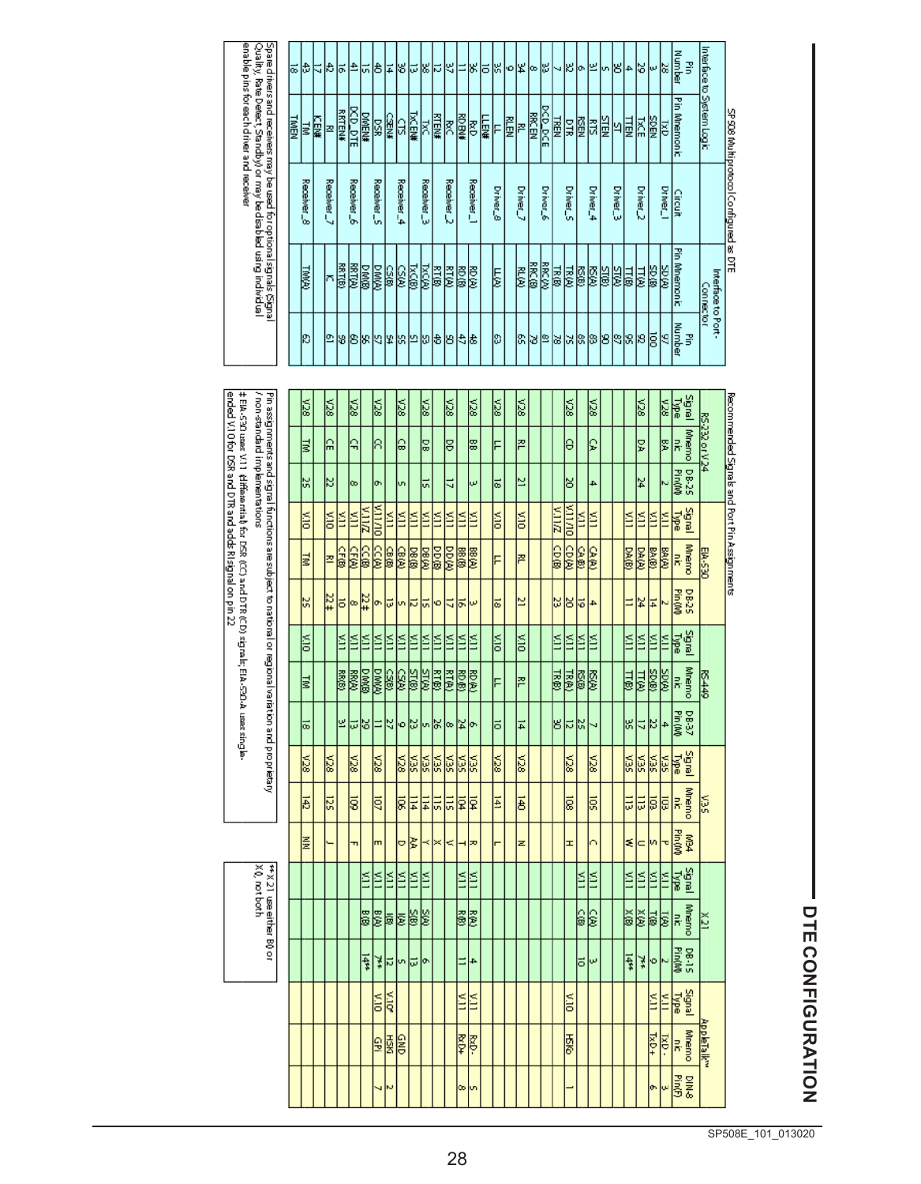# DTE CONFIGURATION

**SP508 Multiprotocol Configured as DTE** / **Recommended Signals and Port Pin Assignments**

| Interface to System Logic | | | Interface to Port-Connector | | RS-232 or V.24 | | | EIA-530 | | | RS-449 | | | V.35 | | | X.21 | | | AppleTalk™ | | |
|---|---|---|---|---|---|---|---|---|---|---|---|---|---|---|---|---|---|---|---|---|---|---|
| Pin Number | Pin Mnemonic | Circuit | Pin Mnemonic | Pin Number | Signal Type | Mnemonic | DB-25 Pin(M) | Signal Type | Mnemonic | DB-25 Pin(M) | Signal Type | Mnemonic | DB-37 Pin(M) | Signal Type | Mnemonic | M34 Pin(M) | Signal Type | Mnemonic | DB-15 Pin(M) | Signal Type | Mnemonic | DIN-8 Pin(F) |
| 28 | TxD | Driver_1 | SD(A) | 97 | V.28 | BA | 2 | V.11 | BA(A) | 2 | V.11 | SD(A) | 4 | V.35 | 103 | P | V.11 | T(A) | 2 | V.11 | TxD- | 3 |
| 3 | SDEN | | SD(B) | 100 | | | | V.11 | BA(B) | 14 | V.11 | SD(B) | 22 | V.35 | 103 | S | V.11 | T(B) | 9 | V.11 | TxD+ | 6 |
| 29 | TxCE | Driver_2 | TT(A) | 92 | V.28 | DA | 24 | V.11 | DA(A) | 24 | V.11 | TT(A) | 17 | V.35 | 113 | U | V.11 | X(A) | 7** | | | |
| 4 | TTEN | | TT(B) | 95 | | | | V.11 | DA(B) | 11 | V.11 | TT(B) | 35 | V.35 | 113 | W | V.11 | X(B) | 14** | | | |
| 30 | ST | Driver_3 | ST(A) | 87 | | | | | | | | | | | | | | | | | | |
| 5 | STEN | | ST(B) | 90 | | | | | | | | | | | | | | | | | | |
| 31 | RTS | Driver_4 | RS(A) | 83 | V.28 | CA | 4 | V.11 | CA(A) | 4 | V.11 | RS(A) | 7 | V.28 | 105 | C | V.11 | C(A) | 3 | | | |
| 6 | RSEN | | RS(B) | 85 | | | | V.11 | CA(B) | 19 | V.11 | RS(B) | 25 | | | | V.11 | C(B) | 10 | | | |
| 32 | DTR | Driver_5 | TR(A) | 75 | V.28 | CD | 20 | V.11/10 | CD(A) | 20 | V.11 | TR(A) | 12 | V.28 | 108 | H | | | | V.10 | HSKo | 1 |
| 7 | TREN | | TR(B) | 78 | | | | V.11/Z | CD(B) | 23 | V.11 | TR(B) | 30 | | | | | | | | | |
| 33 | DCD_DCE | Driver_6 | RRC(A) | 81 | | | | | | | | | | | | | | | | | | |
| 8 | RRCEN | | RRC(B) | 79 | | | | | | | | | | | | | | | | | | |
| 34 | RL | Driver_7 | RL(A) | 65 | V.28 | RL | 21 | V.10 | RL | 21 | V.10 | RL | 14 | V.28 | 140 | N | | | | | | |
| 9 | RLEN | | | | | | | | | | | | | | | | | | | | | |
| 35 | LL | Driver_8 | LL(A) | 63 | V.28 | LL | 18 | V.10 | LL | 18 | V.10 | LL | 10 | V.28 | 141 | L | | | | | | |
| 10 | LLEN# | | | | | | | | | | | | | | | | | | | | | |
| 36 | RxD | Receiver_1 | RD(A) | 48 | V.28 | BB | 3 | V.11 | BB(A) | 3 | V.11 | RD(A) | 6 | V.35 | 104 | R | V.11 | R(A) | 4 | V.11 | RxD- | 5 |
| 11 | RDEN# | | RD(B) | 47 | | | | V.11 | BB(B) | 16 | V.11 | RD(B) | 24 | V.35 | 104 | T | V.11 | R(B) | 11 | V.11 | RxD+ | 8 |
| 37 | RxC | Receiver_2 | RT(A) | 50 | V.28 | DD | 17 | V.11 | DD(A) | 17 | V.11 | RT(A) | 8 | V.35 | 115 | V | | | | | | |
| 12 | RTEN# | | RT(B) | 49 | | | | V.11 | DD(B) | 9 | V.11 | RT(B) | 26 | V.35 | 115 | X | | | | | | |
| 38 | TxC | Receiver_3 | TxC(A) | 53 | V.28 | DB | 15 | V.11 | DB(A) | 15 | V.11 | ST(A) | 5 | V.35 | 114 | Y | V.11 | S(A) | 6 | | | |
| 13 | TxCEN# | | TxC(B) | 51 | | | | V.11 | DB(B) | 12 | V.11 | ST(B) | 23 | V.35 | 114 | AA | V.11 | S(B) | 13 | | | |
| 39 | CTS | Receiver_4 | CS(A) | 55 | V.28 | CB | 5 | V.11 | CB(A) | 5 | V.11 | CS(A) | 9 | V.28 | 106 | D | V.11 | I(A) | 5 | | GND | |
| 14 | CSEN# | | CS(B) | 54 | | | | V.11 | CB(B) | 13 | V.11 | CS(B) | 27 | | | | V.11 | I(B) | 12 | V.10* | HSKi | 2 |
| 40 | DSR | Receiver_5 | DM(A) | 57 | V.28 | CC | 6 | V.11/10 | CC(A) | 6 | V.11 | DM(A) | 11 | V.28 | 107 | E | V.11 | B(A) | 7** | V.10 | GPi | 7 |
| 15 | DMEN# | | DM(B) | 56 | | | | V.11/Z | CC(B) | 22‡ | V.11 | DM(B) | 29 | | | | V.11 | B(B) | 14** | | | |
| 41 | DCD_DTE | Receiver_6 | RR(A) | 60 | V.28 | CF | 8 | V.11 | CF(A) | 8 | V.11 | RR(A) | 13 | V.28 | 109 | F | | | | | | |
| 16 | RRTEN# | | RRT(B) | 59 | | | | V.11 | CF(B) | 10 | V.11 | RR(B) | 31 | | | | | | | | | |
| 42 | RI | Receiver_7 | IC | 61 | V.28 | CE | 22 | V.10 | RI | 22‡ | | | | V.28 | 125 | J | | | | | | |
| 17 | ICEN# | | | | | | | | | | | | | | | | | | | | | |
| 43 | TM | Receiver_8 | TM(A) | 62 | V.28 | TM | 25 | V.10 | TM | 25 | V.10 | TM | 18 | V.28 | 142 | NN | | | | | | |
| 18 | TMEN | | | | | | | | | | | | | | | | | | | | | |

Spare drivers and receivers may be used for optional signals (Signal Quality, Rate Detect, Standby) or may be disabled using individual enable pins for each driver and receiver

Pin assignments and signal functions are subject to national or regional variation and proprietary / non-standard implementations

‡ EIA-530 uses V.11 (differential) for DSR (CC) and DTR (CD) signals; EIA-530-A uses single-ended V.10 for DSR and DTR and adds RI signal on pin 22

** X.21 use either B() or X(), not both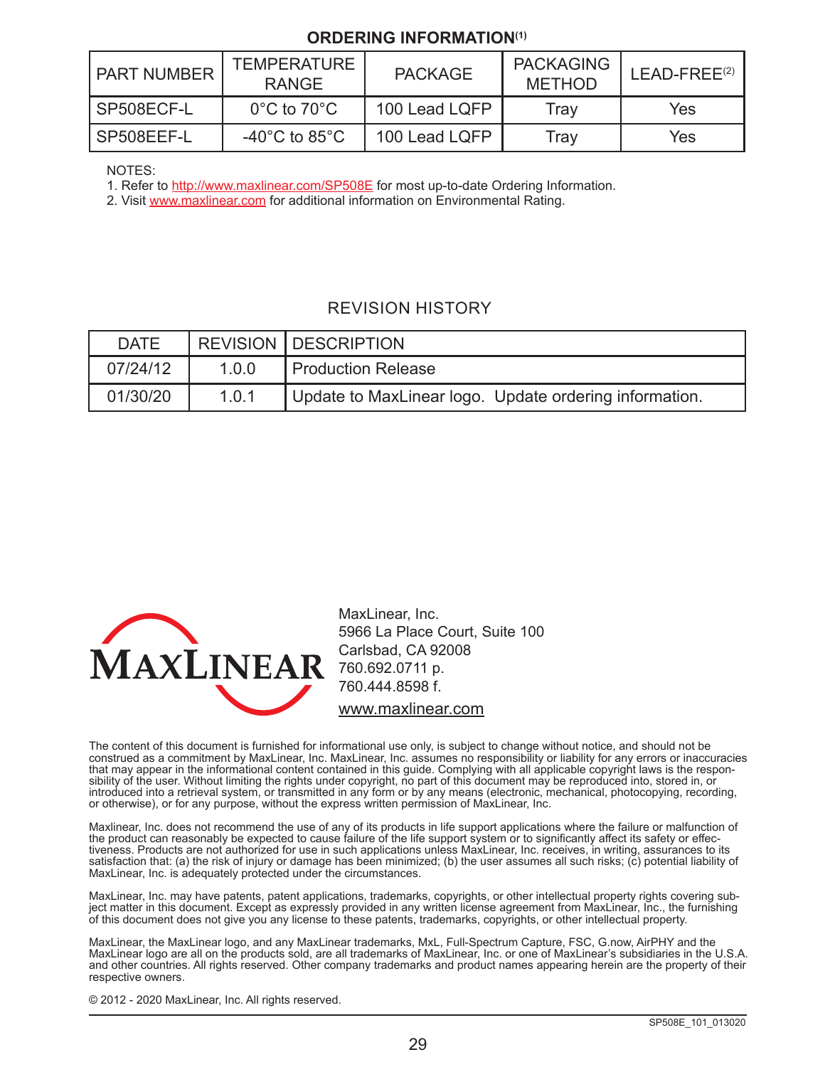## ORDERING INFORMATION[1]

| PART NUMBER | TEMPERATURE RANGE | PACKAGE | PACKAGING METHOD | LEAD-FREE[2] |
|---|---|---|---|---|
| SP508ECF-L | 0°C to 70°C | 100 Lead LQFP | Tray | Yes |
| SP508EEF-L | -40°C to 85°C | 100 Lead LQFP | Tray | Yes |

NOTES:
1. Refer to http://www.maxlinear.com/SP508E for most up-to-date Ordering Information.
2. Visit www.maxlinear.com for additional information on Environmental Rating.

## REVISION HISTORY

| DATE | REVISION | DESCRIPTION |
|---|---|---|
| 07/24/12 | 1.0.0 | Production Release |
| 01/30/20 | 1.0.1 | Update to MaxLinear logo. Update ordering information. |

MaxLinear, Inc.
5966 La Place Court, Suite 100
Carlsbad, CA 92008
760.692.0711 p.
760.444.8598 f.
www.maxlinear.com

The content of this document is furnished for informational use only, is subject to change without notice, and should not be construed as a commitment by MaxLinear, Inc. MaxLinear, Inc. assumes no responsibility or liability for any errors or inaccuracies that may appear in the informational content contained in this guide. Complying with all applicable copyright laws is the responsibility of the user. Without limiting the rights under copyright, no part of this document may be reproduced into, stored in, or introduced into a retrieval system, or transmitted in any form or by any means (electronic, mechanical, photocopying, recording, or otherwise), or for any purpose, without the express written permission of MaxLinear, Inc.

Maxlinear, Inc. does not recommend the use of any of its products in life support applications where the failure or malfunction of the product can reasonably be expected to cause failure of the life support system or to significantly affect its safety or effectiveness. Products are not authorized for use in such applications unless MaxLinear, Inc. receives, in writing, assurances to its satisfaction that: (a) the risk of injury or damage has been minimized; (b) the user assumes all such risks; (c) potential liability of MaxLinear, Inc. is adequately protected under the circumstances.

MaxLinear, Inc. may have patents, patent applications, trademarks, copyrights, or other intellectual property rights covering subject matter in this document. Except as expressly provided in any written license agreement from MaxLinear, Inc., the furnishing of this document does not give you any license to these patents, trademarks, copyrights, or other intellectual property.

MaxLinear, the MaxLinear logo, and any MaxLinear trademarks, MxL, Full-Spectrum Capture, FSC, G.now, AirPHY and the MaxLinear logo are all on the products sold, are all trademarks of MaxLinear, Inc. or one of MaxLinear's subsidiaries in the U.S.A. and other countries. All rights reserved. Other company trademarks and product names appearing herein are the property of their respective owners.

© 2012 - 2020 MaxLinear, Inc. All rights reserved.

SP508E_101_013020